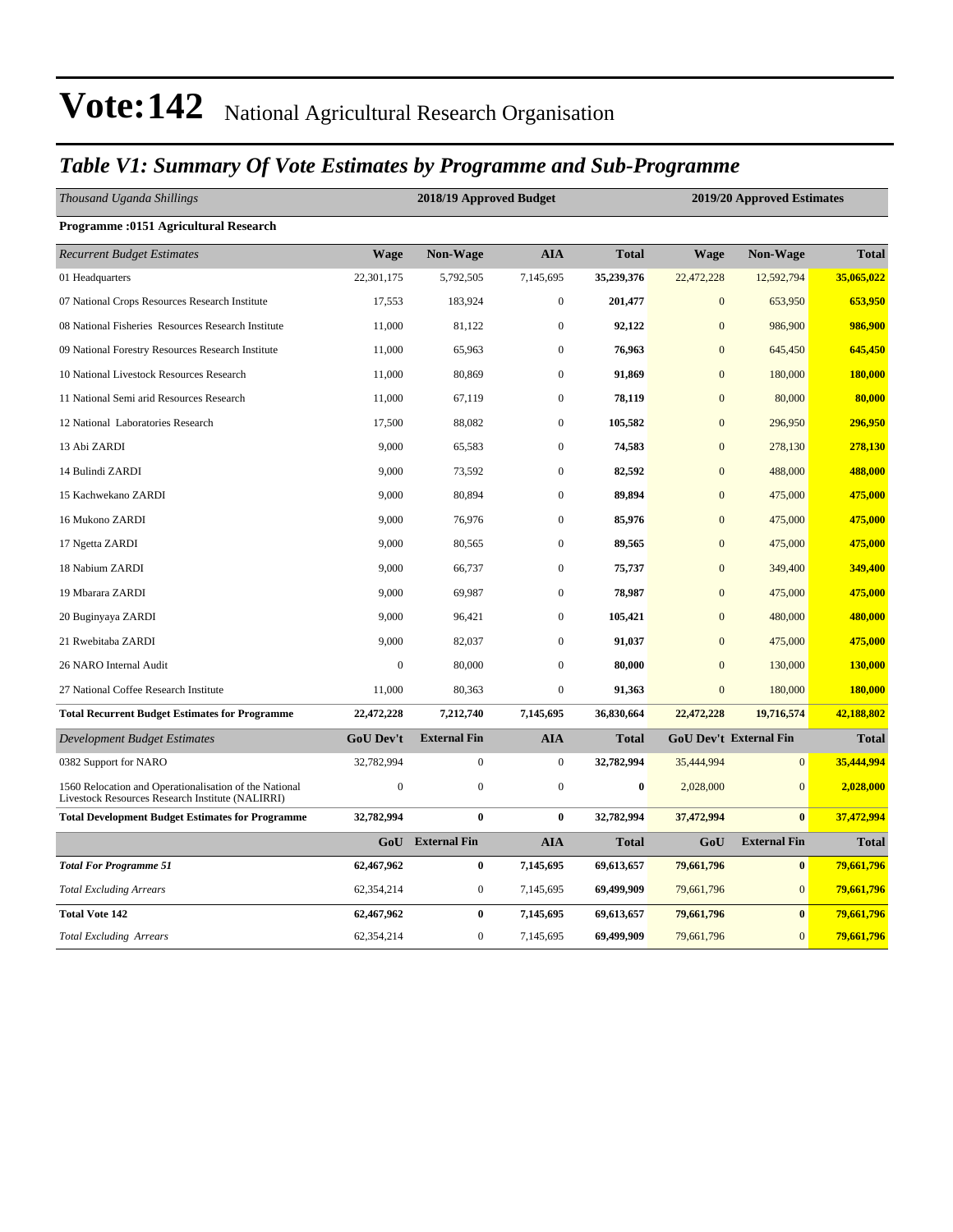# Vote:142 National Agricultural Research Organisation

## *Table V1: Summary Of Vote Estimates by Programme and Sub-Programme*

| *Thousand Uganda Shillings* | 2018/19 Approved Budget | | | | 2019/20 Approved Estimates | | |
|---|---|---|---|---|---|---|---|
| **Programme :0151 Agricultural Research** | | | | | | | |
| *Recurrent Budget Estimates* | **Wage** | **Non-Wage** | **AIA** | **Total** | **Wage** | **Non-Wage** | **Total** |
| 01 Headquarters | 22,301,175 | 5,792,505 | 7,145,695 | **35,239,376** | 22,472,228 | 12,592,794 | **35,065,022** |
| 07 National Crops Resources Research Institute | 17,553 | 183,924 | 0 | **201,477** | 0 | 653,950 | **653,950** |
| 08 National Fisheries Resources Research Institute | 11,000 | 81,122 | 0 | **92,122** | 0 | 986,900 | **986,900** |
| 09 National Forestry Resources Research Institute | 11,000 | 65,963 | 0 | **76,963** | 0 | 645,450 | **645,450** |
| 10 National Livestock Resources Research | 11,000 | 80,869 | 0 | **91,869** | 0 | 180,000 | **180,000** |
| 11 National Semi arid Resources Research | 11,000 | 67,119 | 0 | **78,119** | 0 | 80,000 | **80,000** |
| 12 National Laboratories Research | 17,500 | 88,082 | 0 | **105,582** | 0 | 296,950 | **296,950** |
| 13 Abi ZARDI | 9,000 | 65,583 | 0 | **74,583** | 0 | 278,130 | **278,130** |
| 14 Bulindi ZARDI | 9,000 | 73,592 | 0 | **82,592** | 0 | 488,000 | **488,000** |
| 15 Kachwekano ZARDI | 9,000 | 80,894 | 0 | **89,894** | 0 | 475,000 | **475,000** |
| 16 Mukono ZARDI | 9,000 | 76,976 | 0 | **85,976** | 0 | 475,000 | **475,000** |
| 17 Ngetta ZARDI | 9,000 | 80,565 | 0 | **89,565** | 0 | 475,000 | **475,000** |
| 18 Nabium ZARDI | 9,000 | 66,737 | 0 | **75,737** | 0 | 349,400 | **349,400** |
| 19 Mbarara ZARDI | 9,000 | 69,987 | 0 | **78,987** | 0 | 475,000 | **475,000** |
| 20 Buginyaya ZARDI | 9,000 | 96,421 | 0 | **105,421** | 0 | 480,000 | **480,000** |
| 21 Rwebitaba ZARDI | 9,000 | 82,037 | 0 | **91,037** | 0 | 475,000 | **475,000** |
| 26 NARO Internal Audit | 0 | 80,000 | 0 | **80,000** | 0 | 130,000 | **130,000** |
| 27 National Coffee Research Institute | 11,000 | 80,363 | 0 | **91,363** | 0 | 180,000 | **180,000** |
| **Total Recurrent Budget Estimates for Programme** | **22,472,228** | **7,212,740** | **7,145,695** | **36,830,664** | **22,472,228** | **19,716,574** | **42,188,802** |
| *Development Budget Estimates* | **GoU Dev't** | **External Fin** | **AIA** | **Total** | **GoU Dev't** | **External Fin** | **Total** |
| 0382 Support for NARO | 32,782,994 | 0 | 0 | **32,782,994** | 35,444,994 | 0 | **35,444,994** |
| 1560 Relocation and Operationalisation of the National Livestock Resources Research Institute (NALIRRI) | 0 | 0 | 0 | **0** | 2,028,000 | 0 | **2,028,000** |
| **Total Development Budget Estimates for Programme** | **32,782,994** | **0** | **0** | **32,782,994** | **37,472,994** | **0** | **37,472,994** |
| | **GoU** | **External Fin** | **AIA** | **Total** | **GoU** | **External Fin** | **Total** |
| ***Total For Programme 51*** | **62,467,962** | **0** | **7,145,695** | **69,613,657** | **79,661,796** | **0** | **79,661,796** |
| *Total Excluding Arrears* | 62,354,214 | 0 | 7,145,695 | **69,499,909** | 79,661,796 | 0 | **79,661,796** |
| **Total Vote 142** | **62,467,962** | **0** | **7,145,695** | **69,613,657** | **79,661,796** | **0** | **79,661,796** |
| *Total Excluding Arrears* | 62,354,214 | 0 | 7,145,695 | **69,499,909** | 79,661,796 | 0 | **79,661,796** |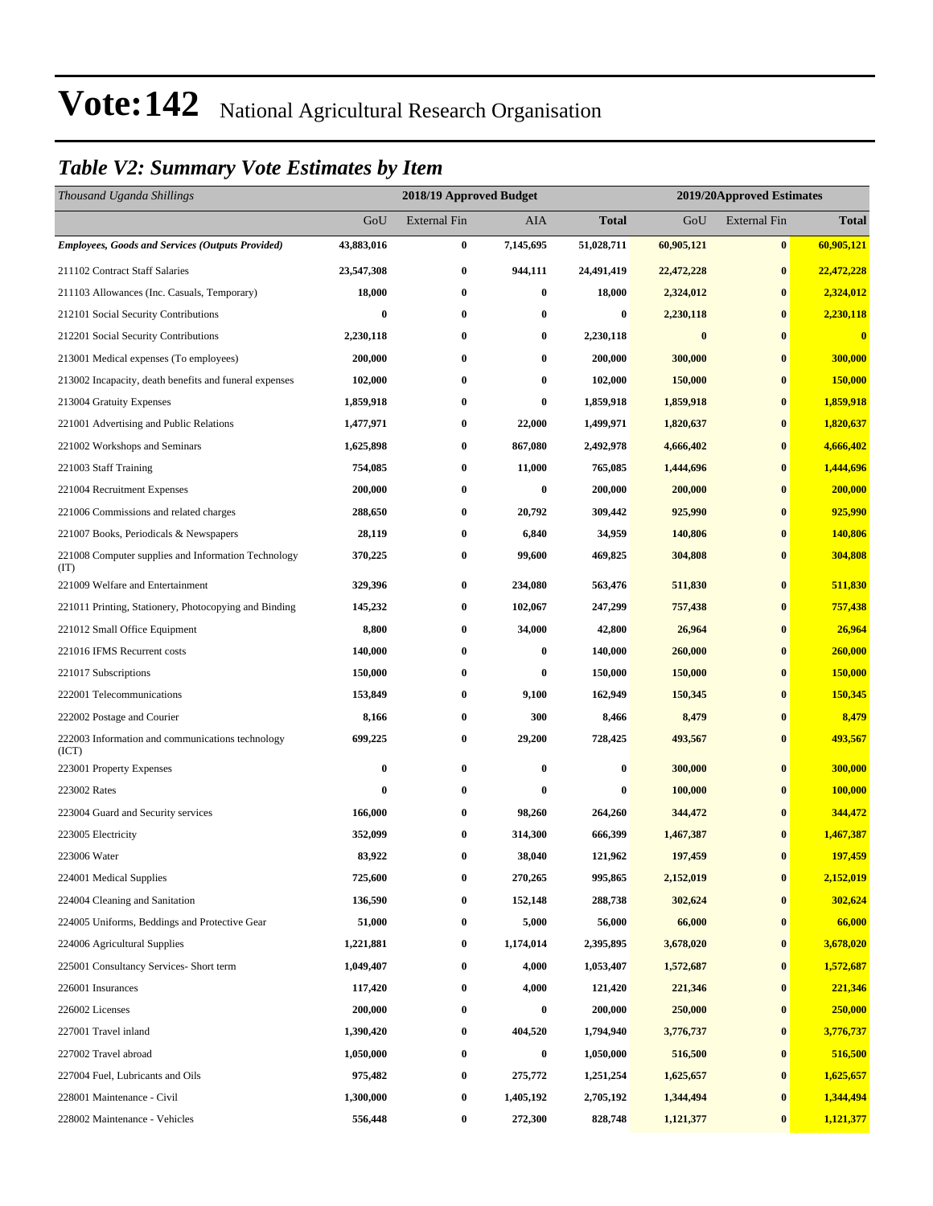# Vote:142 National Agricultural Research Organisation

## *Table V2: Summary Vote Estimates by Item*

| *Thousand Uganda Shillings* | 2018/19 Approved Budget | | | | 2019/20Approved Estimates | | |
|---|---|---|---|---|---|---|---|
| | GoU | External Fin | AIA | **Total** | GoU | External Fin | **Total** |
| ***Employees, Goods and Services (Outputs Provided)*** | **43,883,016** | **0** | **7,145,695** | **51,028,711** | **60,905,121** | **0** | **60,905,121** |
| 211102 Contract Staff Salaries | **23,547,308** | **0** | **944,111** | **24,491,419** | **22,472,228** | **0** | **22,472,228** |
| 211103 Allowances (Inc. Casuals, Temporary) | **18,000** | **0** | **0** | **18,000** | **2,324,012** | **0** | **2,324,012** |
| 212101 Social Security Contributions | **0** | **0** | **0** | **0** | **2,230,118** | **0** | **2,230,118** |
| 212201 Social Security Contributions | **2,230,118** | **0** | **0** | **2,230,118** | **0** | **0** | **0** |
| 213001 Medical expenses (To employees) | **200,000** | **0** | **0** | **200,000** | **300,000** | **0** | **300,000** |
| 213002 Incapacity, death benefits and funeral expenses | **102,000** | **0** | **0** | **102,000** | **150,000** | **0** | **150,000** |
| 213004 Gratuity Expenses | **1,859,918** | **0** | **0** | **1,859,918** | **1,859,918** | **0** | **1,859,918** |
| 221001 Advertising and Public Relations | **1,477,971** | **0** | **22,000** | **1,499,971** | **1,820,637** | **0** | **1,820,637** |
| 221002 Workshops and Seminars | **1,625,898** | **0** | **867,080** | **2,492,978** | **4,666,402** | **0** | **4,666,402** |
| 221003 Staff Training | **754,085** | **0** | **11,000** | **765,085** | **1,444,696** | **0** | **1,444,696** |
| 221004 Recruitment Expenses | **200,000** | **0** | **0** | **200,000** | **200,000** | **0** | **200,000** |
| 221006 Commissions and related charges | **288,650** | **0** | **20,792** | **309,442** | **925,990** | **0** | **925,990** |
| 221007 Books, Periodicals & Newspapers | **28,119** | **0** | **6,840** | **34,959** | **140,806** | **0** | **140,806** |
| 221008 Computer supplies and Information Technology (IT) | **370,225** | **0** | **99,600** | **469,825** | **304,808** | **0** | **304,808** |
| 221009 Welfare and Entertainment | **329,396** | **0** | **234,080** | **563,476** | **511,830** | **0** | **511,830** |
| 221011 Printing, Stationery, Photocopying and Binding | **145,232** | **0** | **102,067** | **247,299** | **757,438** | **0** | **757,438** |
| 221012 Small Office Equipment | **8,800** | **0** | **34,000** | **42,800** | **26,964** | **0** | **26,964** |
| 221016 IFMS Recurrent costs | **140,000** | **0** | **0** | **140,000** | **260,000** | **0** | **260,000** |
| 221017 Subscriptions | **150,000** | **0** | **0** | **150,000** | **150,000** | **0** | **150,000** |
| 222001 Telecommunications | **153,849** | **0** | **9,100** | **162,949** | **150,345** | **0** | **150,345** |
| 222002 Postage and Courier | **8,166** | **0** | **300** | **8,466** | **8,479** | **0** | **8,479** |
| 222003 Information and communications technology (ICT) | **699,225** | **0** | **29,200** | **728,425** | **493,567** | **0** | **493,567** |
| 223001 Property Expenses | **0** | **0** | **0** | **0** | **300,000** | **0** | **300,000** |
| 223002 Rates | **0** | **0** | **0** | **0** | **100,000** | **0** | **100,000** |
| 223004 Guard and Security services | **166,000** | **0** | **98,260** | **264,260** | **344,472** | **0** | **344,472** |
| 223005 Electricity | **352,099** | **0** | **314,300** | **666,399** | **1,467,387** | **0** | **1,467,387** |
| 223006 Water | **83,922** | **0** | **38,040** | **121,962** | **197,459** | **0** | **197,459** |
| 224001 Medical Supplies | **725,600** | **0** | **270,265** | **995,865** | **2,152,019** | **0** | **2,152,019** |
| 224004 Cleaning and Sanitation | **136,590** | **0** | **152,148** | **288,738** | **302,624** | **0** | **302,624** |
| 224005 Uniforms, Beddings and Protective Gear | **51,000** | **0** | **5,000** | **56,000** | **66,000** | **0** | **66,000** |
| 224006 Agricultural Supplies | **1,221,881** | **0** | **1,174,014** | **2,395,895** | **3,678,020** | **0** | **3,678,020** |
| 225001 Consultancy Services- Short term | **1,049,407** | **0** | **4,000** | **1,053,407** | **1,572,687** | **0** | **1,572,687** |
| 226001 Insurances | **117,420** | **0** | **4,000** | **121,420** | **221,346** | **0** | **221,346** |
| 226002 Licenses | **200,000** | **0** | **0** | **200,000** | **250,000** | **0** | **250,000** |
| 227001 Travel inland | **1,390,420** | **0** | **404,520** | **1,794,940** | **3,776,737** | **0** | **3,776,737** |
| 227002 Travel abroad | **1,050,000** | **0** | **0** | **1,050,000** | **516,500** | **0** | **516,500** |
| 227004 Fuel, Lubricants and Oils | **975,482** | **0** | **275,772** | **1,251,254** | **1,625,657** | **0** | **1,625,657** |
| 228001 Maintenance - Civil | **1,300,000** | **0** | **1,405,192** | **2,705,192** | **1,344,494** | **0** | **1,344,494** |
| 228002 Maintenance - Vehicles | **556,448** | **0** | **272,300** | **828,748** | **1,121,377** | **0** | **1,121,377** |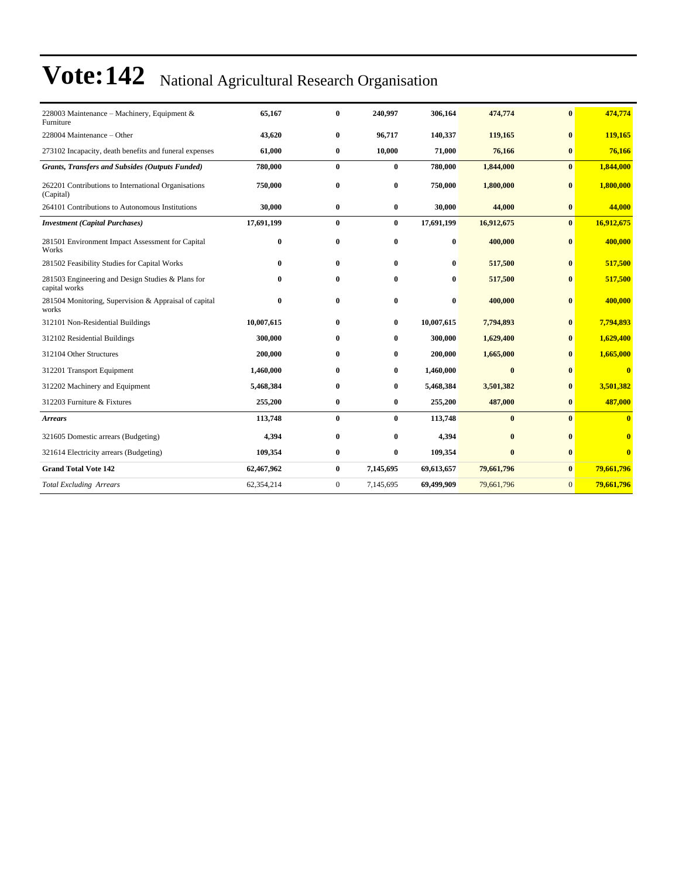# Vote:142 National Agricultural Research Organisation

| | | | | | | | |
|---|---|---|---|---|---|---|---|
| 228003 Maintenance – Machinery, Equipment & Furniture | **65,167** | **0** | **240,997** | **306,164** | **474,774** | **0** | **474,774** |
| 228004 Maintenance – Other | **43,620** | **0** | **96,717** | **140,337** | **119,165** | **0** | **119,165** |
| 273102 Incapacity, death benefits and funeral expenses | **61,000** | **0** | **10,000** | **71,000** | **76,166** | **0** | **76,166** |
| ***Grants, Transfers and Subsides (Outputs Funded)*** | **780,000** | **0** | **0** | **780,000** | **1,844,000** | **0** | **1,844,000** |
| 262201 Contributions to International Organisations (Capital) | **750,000** | **0** | **0** | **750,000** | **1,800,000** | **0** | **1,800,000** |
| 264101 Contributions to Autonomous Institutions | **30,000** | **0** | **0** | **30,000** | **44,000** | **0** | **44,000** |
| ***Investment (Capital Purchases)*** | **17,691,199** | **0** | **0** | **17,691,199** | **16,912,675** | **0** | **16,912,675** |
| 281501 Environment Impact Assessment for Capital Works | **0** | **0** | **0** | **0** | **400,000** | **0** | **400,000** |
| 281502 Feasibility Studies for Capital Works | **0** | **0** | **0** | **0** | **517,500** | **0** | **517,500** |
| 281503 Engineering and Design Studies & Plans for capital works | **0** | **0** | **0** | **0** | **517,500** | **0** | **517,500** |
| 281504 Monitoring, Supervision & Appraisal of capital works | **0** | **0** | **0** | **0** | **400,000** | **0** | **400,000** |
| 312101 Non-Residential Buildings | **10,007,615** | **0** | **0** | **10,007,615** | **7,794,893** | **0** | **7,794,893** |
| 312102 Residential Buildings | **300,000** | **0** | **0** | **300,000** | **1,629,400** | **0** | **1,629,400** |
| 312104 Other Structures | **200,000** | **0** | **0** | **200,000** | **1,665,000** | **0** | **1,665,000** |
| 312201 Transport Equipment | **1,460,000** | **0** | **0** | **1,460,000** | **0** | **0** | **0** |
| 312202 Machinery and Equipment | **5,468,384** | **0** | **0** | **5,468,384** | **3,501,382** | **0** | **3,501,382** |
| 312203 Furniture & Fixtures | **255,200** | **0** | **0** | **255,200** | **487,000** | **0** | **487,000** |
| ***Arrears*** | **113,748** | **0** | **0** | **113,748** | **0** | **0** | **0** |
| 321605 Domestic arrears (Budgeting) | **4,394** | **0** | **0** | **4,394** | **0** | **0** | **0** |
| 321614 Electricity arrears (Budgeting) | **109,354** | **0** | **0** | **109,354** | **0** | **0** | **0** |
| **Grand Total Vote 142** | **62,467,962** | **0** | **7,145,695** | **69,613,657** | **79,661,796** | **0** | **79,661,796** |
| *Total Excluding Arrears* | 62,354,214 | 0 | 7,145,695 | **69,499,909** | 79,661,796 | 0 | **79,661,796** |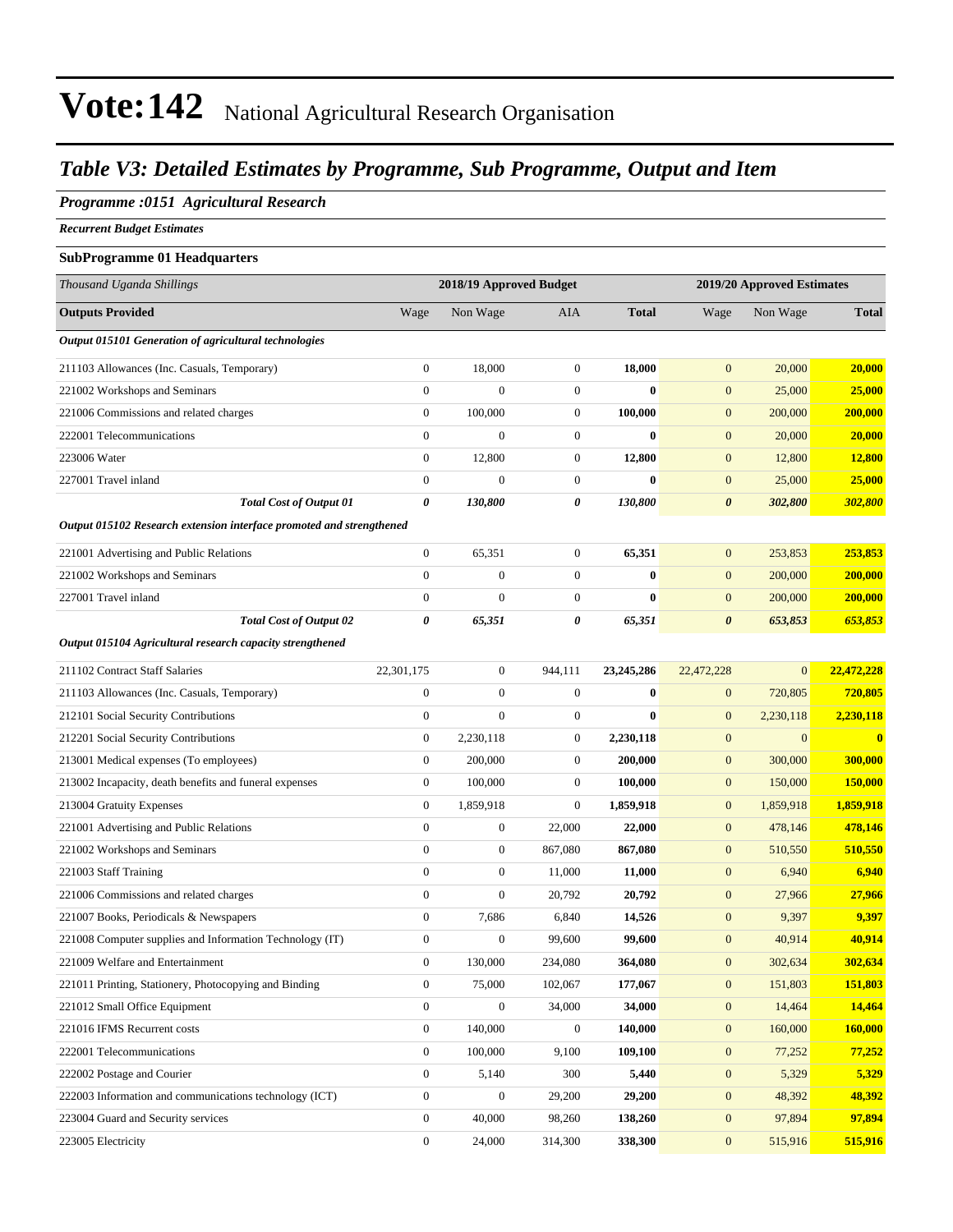# Vote:142 National Agricultural Research Organisation

## *Table V3: Detailed Estimates by Programme, Sub Programme, Output and Item*

### *Programme :0151 Agricultural Research*

***Recurrent Budget Estimates***

**SubProgramme 01 Headquarters**

| *Thousand Uganda Shillings* | 2018/19 Approved Budget | | | | 2019/20 Approved Estimates | | |
|---|---|---|---|---|---|---|---|
| **Outputs Provided** | Wage | Non Wage | AIA | **Total** | Wage | Non Wage | **Total** |
| ***Output 015101 Generation of agricultural technologies*** | | | | | | | |
| 211103 Allowances (Inc. Casuals, Temporary) | 0 | 18,000 | 0 | **18,000** | 0 | 20,000 | **20,000** |
| 221002 Workshops and Seminars | 0 | 0 | 0 | **0** | 0 | 25,000 | **25,000** |
| 221006 Commissions and related charges | 0 | 100,000 | 0 | **100,000** | 0 | 200,000 | **200,000** |
| 222001 Telecommunications | 0 | 0 | 0 | **0** | 0 | 20,000 | **20,000** |
| 223006 Water | 0 | 12,800 | 0 | **12,800** | 0 | 12,800 | **12,800** |
| 227001 Travel inland | 0 | 0 | 0 | **0** | 0 | 25,000 | **25,000** |
| ***Total Cost of Output 01*** | ***0*** | ***130,800*** | ***0*** | ***130,800*** | ***0*** | ***302,800*** | ***302,800*** |
| ***Output 015102 Research extension interface promoted and strengthened*** | | | | | | | |
| 221001 Advertising and Public Relations | 0 | 65,351 | 0 | **65,351** | 0 | 253,853 | **253,853** |
| 221002 Workshops and Seminars | 0 | 0 | 0 | **0** | 0 | 200,000 | **200,000** |
| 227001 Travel inland | 0 | 0 | 0 | **0** | 0 | 200,000 | **200,000** |
| ***Total Cost of Output 02*** | ***0*** | ***65,351*** | ***0*** | ***65,351*** | ***0*** | ***653,853*** | ***653,853*** |
| ***Output 015104 Agricultural research capacity strengthened*** | | | | | | | |
| 211102 Contract Staff Salaries | 22,301,175 | 0 | 944,111 | **23,245,286** | 22,472,228 | 0 | **22,472,228** |
| 211103 Allowances (Inc. Casuals, Temporary) | 0 | 0 | 0 | **0** | 0 | 720,805 | **720,805** |
| 212101 Social Security Contributions | 0 | 0 | 0 | **0** | 0 | 2,230,118 | **2,230,118** |
| 212201 Social Security Contributions | 0 | 2,230,118 | 0 | **2,230,118** | 0 | 0 | **0** |
| 213001 Medical expenses (To employees) | 0 | 200,000 | 0 | **200,000** | 0 | 300,000 | **300,000** |
| 213002 Incapacity, death benefits and funeral expenses | 0 | 100,000 | 0 | **100,000** | 0 | 150,000 | **150,000** |
| 213004 Gratuity Expenses | 0 | 1,859,918 | 0 | **1,859,918** | 0 | 1,859,918 | **1,859,918** |
| 221001 Advertising and Public Relations | 0 | 0 | 22,000 | **22,000** | 0 | 478,146 | **478,146** |
| 221002 Workshops and Seminars | 0 | 0 | 867,080 | **867,080** | 0 | 510,550 | **510,550** |
| 221003 Staff Training | 0 | 0 | 11,000 | **11,000** | 0 | 6,940 | **6,940** |
| 221006 Commissions and related charges | 0 | 0 | 20,792 | **20,792** | 0 | 27,966 | **27,966** |
| 221007 Books, Periodicals & Newspapers | 0 | 7,686 | 6,840 | **14,526** | 0 | 9,397 | **9,397** |
| 221008 Computer supplies and Information Technology (IT) | 0 | 0 | 99,600 | **99,600** | 0 | 40,914 | **40,914** |
| 221009 Welfare and Entertainment | 0 | 130,000 | 234,080 | **364,080** | 0 | 302,634 | **302,634** |
| 221011 Printing, Stationery, Photocopying and Binding | 0 | 75,000 | 102,067 | **177,067** | 0 | 151,803 | **151,803** |
| 221012 Small Office Equipment | 0 | 0 | 34,000 | **34,000** | 0 | 14,464 | **14,464** |
| 221016 IFMS Recurrent costs | 0 | 140,000 | 0 | **140,000** | 0 | 160,000 | **160,000** |
| 222001 Telecommunications | 0 | 100,000 | 9,100 | **109,100** | 0 | 77,252 | **77,252** |
| 222002 Postage and Courier | 0 | 5,140 | 300 | **5,440** | 0 | 5,329 | **5,329** |
| 222003 Information and communications technology (ICT) | 0 | 0 | 29,200 | **29,200** | 0 | 48,392 | **48,392** |
| 223004 Guard and Security services | 0 | 40,000 | 98,260 | **138,260** | 0 | 97,894 | **97,894** |
| 223005 Electricity | 0 | 24,000 | 314,300 | **338,300** | 0 | 515,916 | **515,916** |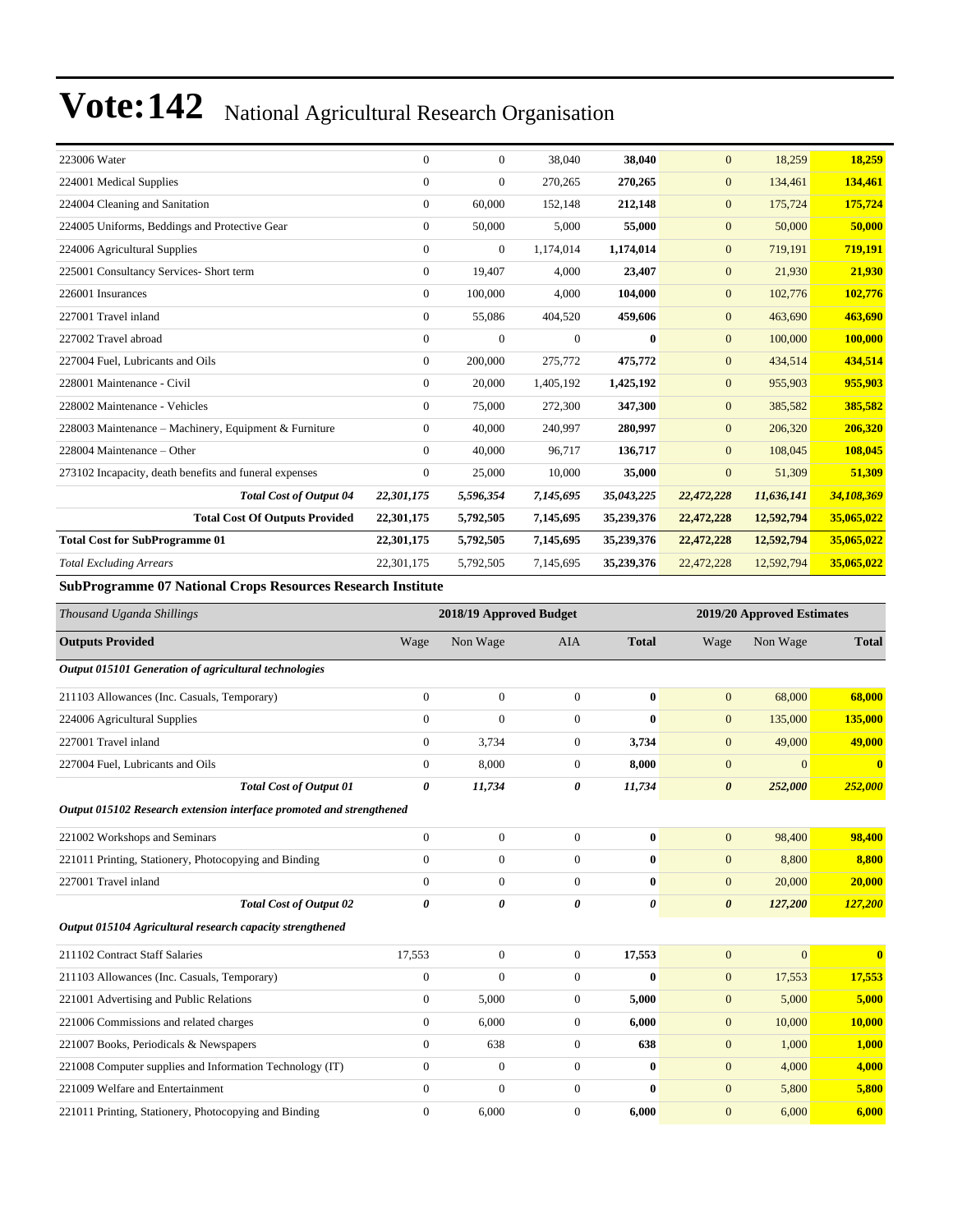# Vote:142 National Agricultural Research Organisation

| | | | | | | | |
|---|---|---|---|---|---|---|---|
| 223006 Water | 0 | 0 | 38,040 | **38,040** | 0 | 18,259 | **18,259** |
| 224001 Medical Supplies | 0 | 0 | 270,265 | **270,265** | 0 | 134,461 | **134,461** |
| 224004 Cleaning and Sanitation | 0 | 60,000 | 152,148 | **212,148** | 0 | 175,724 | **175,724** |
| 224005 Uniforms, Beddings and Protective Gear | 0 | 50,000 | 5,000 | **55,000** | 0 | 50,000 | **50,000** |
| 224006 Agricultural Supplies | 0 | 0 | 1,174,014 | **1,174,014** | 0 | 719,191 | **719,191** |
| 225001 Consultancy Services- Short term | 0 | 19,407 | 4,000 | **23,407** | 0 | 21,930 | **21,930** |
| 226001 Insurances | 0 | 100,000 | 4,000 | **104,000** | 0 | 102,776 | **102,776** |
| 227001 Travel inland | 0 | 55,086 | 404,520 | **459,606** | 0 | 463,690 | **463,690** |
| 227002 Travel abroad | 0 | 0 | 0 | **0** | 0 | 100,000 | **100,000** |
| 227004 Fuel, Lubricants and Oils | 0 | 200,000 | 275,772 | **475,772** | 0 | 434,514 | **434,514** |
| 228001 Maintenance - Civil | 0 | 20,000 | 1,405,192 | **1,425,192** | 0 | 955,903 | **955,903** |
| 228002 Maintenance - Vehicles | 0 | 75,000 | 272,300 | **347,300** | 0 | 385,582 | **385,582** |
| 228003 Maintenance – Machinery, Equipment & Furniture | 0 | 40,000 | 240,997 | **280,997** | 0 | 206,320 | **206,320** |
| 228004 Maintenance – Other | 0 | 40,000 | 96,717 | **136,717** | 0 | 108,045 | **108,045** |
| 273102 Incapacity, death benefits and funeral expenses | 0 | 25,000 | 10,000 | **35,000** | 0 | 51,309 | **51,309** |
| ***Total Cost of Output 04*** | ***22,301,175*** | ***5,596,354*** | ***7,145,695*** | ***35,043,225*** | ***22,472,228*** | ***11,636,141*** | ***34,108,369*** |
| **Total Cost Of Outputs Provided** | **22,301,175** | **5,792,505** | **7,145,695** | **35,239,376** | **22,472,228** | **12,592,794** | **35,065,022** |
| **Total Cost for SubProgramme 01** | **22,301,175** | **5,792,505** | **7,145,695** | **35,239,376** | **22,472,228** | **12,592,794** | **35,065,022** |
| *Total Excluding Arrears* | 22,301,175 | 5,792,505 | 7,145,695 | **35,239,376** | 22,472,228 | 12,592,794 | **35,065,022** |

**SubProgramme 07 National Crops Resources Research Institute**

| *Thousand Uganda Shillings* | 2018/19 Approved Budget | | | | 2019/20 Approved Estimates | | |
|---|---|---|---|---|---|---|---|
| **Outputs Provided** | Wage | Non Wage | AIA | **Total** | Wage | Non Wage | **Total** |
| ***Output 015101 Generation of agricultural technologies*** | | | | | | | |
| 211103 Allowances (Inc. Casuals, Temporary) | 0 | 0 | 0 | **0** | 0 | 68,000 | **68,000** |
| 224006 Agricultural Supplies | 0 | 0 | 0 | **0** | 0 | 135,000 | **135,000** |
| 227001 Travel inland | 0 | 3,734 | 0 | **3,734** | 0 | 49,000 | **49,000** |
| 227004 Fuel, Lubricants and Oils | 0 | 8,000 | 0 | **8,000** | 0 | 0 | **0** |
| ***Total Cost of Output 01*** | ***0*** | ***11,734*** | ***0*** | ***11,734*** | ***0*** | ***252,000*** | ***252,000*** |
| ***Output 015102 Research extension interface promoted and strengthened*** | | | | | | | |
| 221002 Workshops and Seminars | 0 | 0 | 0 | **0** | 0 | 98,400 | **98,400** |
| 221011 Printing, Stationery, Photocopying and Binding | 0 | 0 | 0 | **0** | 0 | 8,800 | **8,800** |
| 227001 Travel inland | 0 | 0 | 0 | **0** | 0 | 20,000 | **20,000** |
| ***Total Cost of Output 02*** | ***0*** | ***0*** | ***0*** | ***0*** | ***0*** | ***127,200*** | ***127,200*** |
| ***Output 015104 Agricultural research capacity strengthened*** | | | | | | | |
| 211102 Contract Staff Salaries | 17,553 | 0 | 0 | **17,553** | 0 | 0 | **0** |
| 211103 Allowances (Inc. Casuals, Temporary) | 0 | 0 | 0 | **0** | 0 | 17,553 | **17,553** |
| 221001 Advertising and Public Relations | 0 | 5,000 | 0 | **5,000** | 0 | 5,000 | **5,000** |
| 221006 Commissions and related charges | 0 | 6,000 | 0 | **6,000** | 0 | 10,000 | **10,000** |
| 221007 Books, Periodicals & Newspapers | 0 | 638 | 0 | **638** | 0 | 1,000 | **1,000** |
| 221008 Computer supplies and Information Technology (IT) | 0 | 0 | 0 | **0** | 0 | 4,000 | **4,000** |
| 221009 Welfare and Entertainment | 0 | 0 | 0 | **0** | 0 | 5,800 | **5,800** |
| 221011 Printing, Stationery, Photocopying and Binding | 0 | 6,000 | 0 | **6,000** | 0 | 6,000 | **6,000** |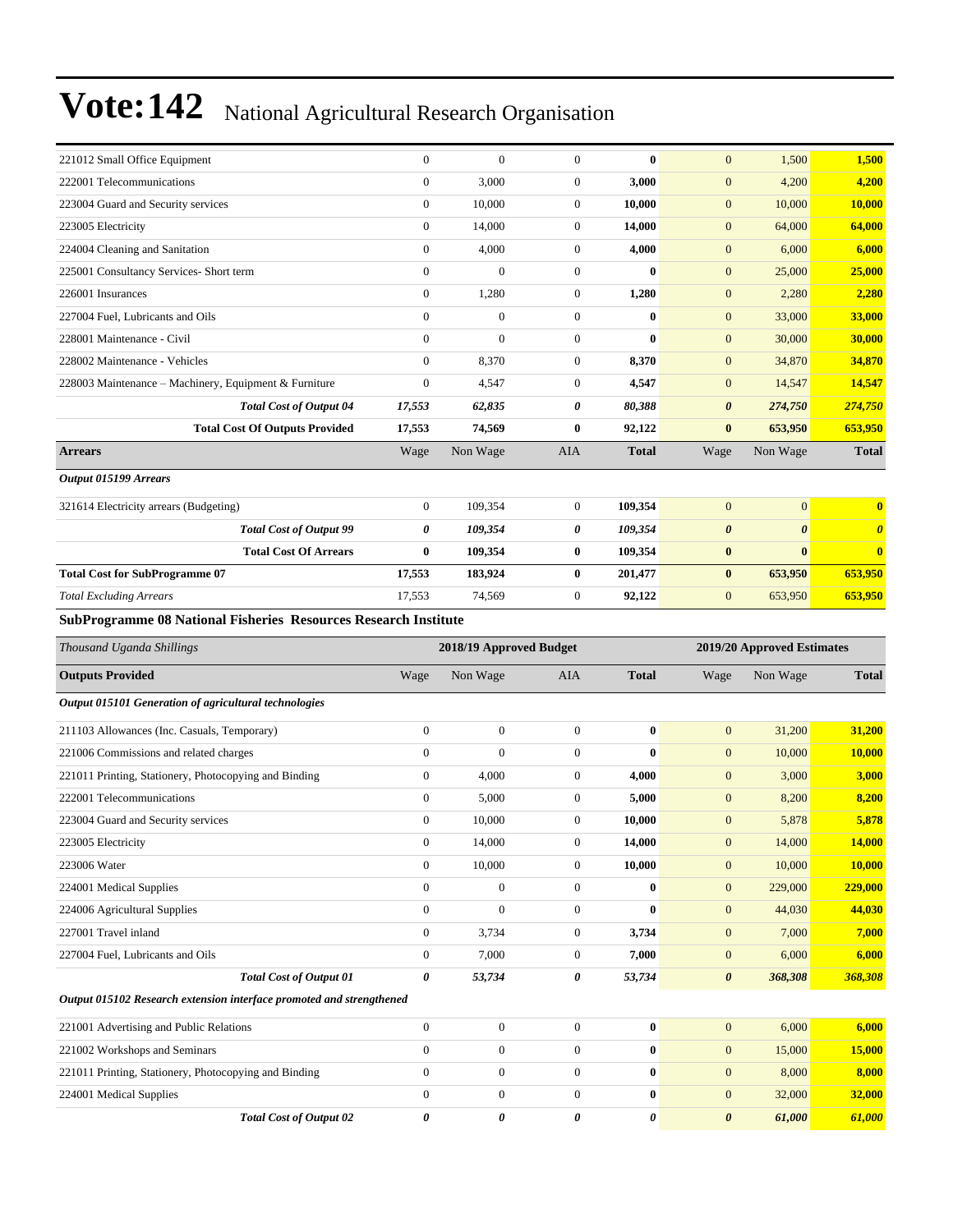# Vote:142 National Agricultural Research Organisation

| | | | | | | | |
|---|---|---|---|---|---|---|---|
| 221012 Small Office Equipment | 0 | 0 | 0 | **0** | 0 | 1,500 | **1,500** |
| 222001 Telecommunications | 0 | 3,000 | 0 | **3,000** | 0 | 4,200 | **4,200** |
| 223004 Guard and Security services | 0 | 10,000 | 0 | **10,000** | 0 | 10,000 | **10,000** |
| 223005 Electricity | 0 | 14,000 | 0 | **14,000** | 0 | 64,000 | **64,000** |
| 224004 Cleaning and Sanitation | 0 | 4,000 | 0 | **4,000** | 0 | 6,000 | **6,000** |
| 225001 Consultancy Services- Short term | 0 | 0 | 0 | **0** | 0 | 25,000 | **25,000** |
| 226001 Insurances | 0 | 1,280 | 0 | **1,280** | 0 | 2,280 | **2,280** |
| 227004 Fuel, Lubricants and Oils | 0 | 0 | 0 | **0** | 0 | 33,000 | **33,000** |
| 228001 Maintenance - Civil | 0 | 0 | 0 | **0** | 0 | 30,000 | **30,000** |
| 228002 Maintenance - Vehicles | 0 | 8,370 | 0 | **8,370** | 0 | 34,870 | **34,870** |
| 228003 Maintenance – Machinery, Equipment & Furniture | 0 | 4,547 | 0 | **4,547** | 0 | 14,547 | **14,547** |
| ***Total Cost of Output 04*** | ***17,553*** | ***62,835*** | ***0*** | ***80,388*** | ***0*** | ***274,750*** | ***274,750*** |
| **Total Cost Of Outputs Provided** | **17,553** | **74,569** | **0** | **92,122** | **0** | **653,950** | **653,950** |
| **Arrears** | Wage | Non Wage | AIA | **Total** | Wage | Non Wage | **Total** |
| ***Output 015199 Arrears*** | | | | | | | |
| 321614 Electricity arrears (Budgeting) | 0 | 109,354 | 0 | **109,354** | 0 | 0 | **0** |
| ***Total Cost of Output 99*** | ***0*** | ***109,354*** | ***0*** | ***109,354*** | ***0*** | ***0*** | ***0*** |
| **Total Cost Of Arrears** | **0** | **109,354** | **0** | **109,354** | **0** | **0** | **0** |
| **Total Cost for SubProgramme 07** | **17,553** | **183,924** | **0** | **201,477** | **0** | **653,950** | **653,950** |
| *Total Excluding Arrears* | 17,553 | 74,569 | 0 | 92,122 | 0 | 653,950 | 653,950 |

**SubProgramme 08 National Fisheries Resources Research Institute**

| *Thousand Uganda Shillings* | 2018/19 Approved Budget | | | | 2019/20 Approved Estimates | | |
|---|---|---|---|---|---|---|---|
| **Outputs Provided** | Wage | Non Wage | AIA | **Total** | Wage | Non Wage | **Total** |
| ***Output 015101 Generation of agricultural technologies*** | | | | | | | |
| 211103 Allowances (Inc. Casuals, Temporary) | 0 | 0 | 0 | **0** | 0 | 31,200 | **31,200** |
| 221006 Commissions and related charges | 0 | 0 | 0 | **0** | 0 | 10,000 | **10,000** |
| 221011 Printing, Stationery, Photocopying and Binding | 0 | 4,000 | 0 | **4,000** | 0 | 3,000 | **3,000** |
| 222001 Telecommunications | 0 | 5,000 | 0 | **5,000** | 0 | 8,200 | **8,200** |
| 223004 Guard and Security services | 0 | 10,000 | 0 | **10,000** | 0 | 5,878 | **5,878** |
| 223005 Electricity | 0 | 14,000 | 0 | **14,000** | 0 | 14,000 | **14,000** |
| 223006 Water | 0 | 10,000 | 0 | **10,000** | 0 | 10,000 | **10,000** |
| 224001 Medical Supplies | 0 | 0 | 0 | **0** | 0 | 229,000 | **229,000** |
| 224006 Agricultural Supplies | 0 | 0 | 0 | **0** | 0 | 44,030 | **44,030** |
| 227001 Travel inland | 0 | 3,734 | 0 | **3,734** | 0 | 7,000 | **7,000** |
| 227004 Fuel, Lubricants and Oils | 0 | 7,000 | 0 | **7,000** | 0 | 6,000 | **6,000** |
| ***Total Cost of Output 01*** | ***0*** | ***53,734*** | ***0*** | ***53,734*** | ***0*** | ***368,308*** | ***368,308*** |
| ***Output 015102 Research extension interface promoted and strengthened*** | | | | | | | |
| 221001 Advertising and Public Relations | 0 | 0 | 0 | **0** | 0 | 6,000 | **6,000** |
| 221002 Workshops and Seminars | 0 | 0 | 0 | **0** | 0 | 15,000 | **15,000** |
| 221011 Printing, Stationery, Photocopying and Binding | 0 | 0 | 0 | **0** | 0 | 8,000 | **8,000** |
| 224001 Medical Supplies | 0 | 0 | 0 | **0** | 0 | 32,000 | **32,000** |
| ***Total Cost of Output 02*** | ***0*** | ***0*** | ***0*** | ***0*** | ***0*** | ***61,000*** | ***61,000*** |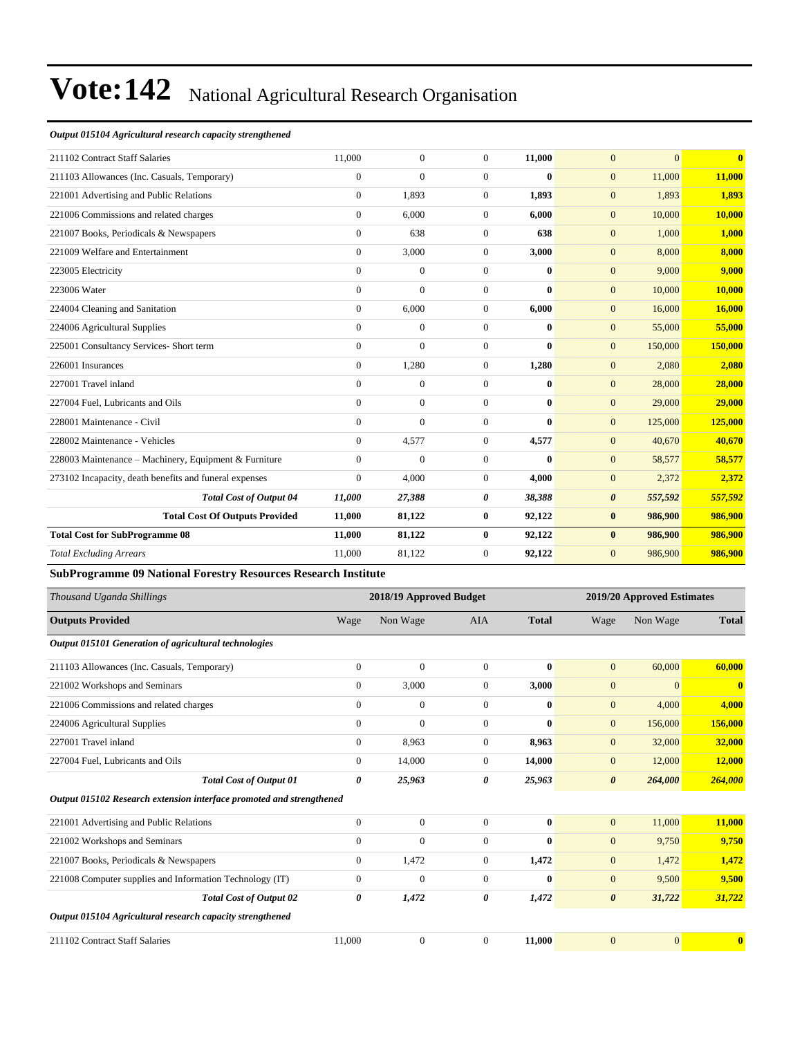# Vote:142 National Agricultural Research Organisation

*Output 015104 Agricultural research capacity strengthened*

| | | | | | | | |
|---|---|---|---|---|---|---|---|
| 211102 Contract Staff Salaries | 11,000 | 0 | 0 | **11,000** | 0 | 0 | **0** |
| 211103 Allowances (Inc. Casuals, Temporary) | 0 | 0 | 0 | **0** | 0 | 11,000 | **11,000** |
| 221001 Advertising and Public Relations | 0 | 1,893 | 0 | **1,893** | 0 | 1,893 | **1,893** |
| 221006 Commissions and related charges | 0 | 6,000 | 0 | **6,000** | 0 | 10,000 | **10,000** |
| 221007 Books, Periodicals & Newspapers | 0 | 638 | 0 | **638** | 0 | 1,000 | **1,000** |
| 221009 Welfare and Entertainment | 0 | 3,000 | 0 | **3,000** | 0 | 8,000 | **8,000** |
| 223005 Electricity | 0 | 0 | 0 | **0** | 0 | 9,000 | **9,000** |
| 223006 Water | 0 | 0 | 0 | **0** | 0 | 10,000 | **10,000** |
| 224004 Cleaning and Sanitation | 0 | 6,000 | 0 | **6,000** | 0 | 16,000 | **16,000** |
| 224006 Agricultural Supplies | 0 | 0 | 0 | **0** | 0 | 55,000 | **55,000** |
| 225001 Consultancy Services- Short term | 0 | 0 | 0 | **0** | 0 | 150,000 | **150,000** |
| 226001 Insurances | 0 | 1,280 | 0 | **1,280** | 0 | 2,080 | **2,080** |
| 227001 Travel inland | 0 | 0 | 0 | **0** | 0 | 28,000 | **28,000** |
| 227004 Fuel, Lubricants and Oils | 0 | 0 | 0 | **0** | 0 | 29,000 | **29,000** |
| 228001 Maintenance - Civil | 0 | 0 | 0 | **0** | 0 | 125,000 | **125,000** |
| 228002 Maintenance - Vehicles | 0 | 4,577 | 0 | **4,577** | 0 | 40,670 | **40,670** |
| 228003 Maintenance – Machinery, Equipment & Furniture | 0 | 0 | 0 | **0** | 0 | 58,577 | **58,577** |
| 273102 Incapacity, death benefits and funeral expenses | 0 | 4,000 | 0 | **4,000** | 0 | 2,372 | **2,372** |
| ***Total Cost of Output 04*** | ***11,000*** | ***27,388*** | ***0*** | ***38,388*** | ***0*** | ***557,592*** | ***557,592*** |
| **Total Cost Of Outputs Provided** | **11,000** | **81,122** | **0** | **92,122** | **0** | **986,900** | **986,900** |
| **Total Cost for SubProgramme 08** | **11,000** | **81,122** | **0** | **92,122** | **0** | **986,900** | **986,900** |
| *Total Excluding Arrears* | 11,000 | 81,122 | 0 | **92,122** | 0 | 986,900 | **986,900** |

**SubProgramme 09 National Forestry Resources Research Institute**

| *Thousand Uganda Shillings* | 2018/19 Approved Budget | | | | 2019/20 Approved Estimates | | |
|---|---|---|---|---|---|---|---|
| **Outputs Provided** | Wage | Non Wage | AIA | **Total** | Wage | Non Wage | **Total** |
| ***Output 015101 Generation of agricultural technologies*** | | | | | | | |
| 211103 Allowances (Inc. Casuals, Temporary) | 0 | 0 | 0 | **0** | 0 | 60,000 | **60,000** |
| 221002 Workshops and Seminars | 0 | 3,000 | 0 | **3,000** | 0 | 0 | **0** |
| 221006 Commissions and related charges | 0 | 0 | 0 | **0** | 0 | 4,000 | **4,000** |
| 224006 Agricultural Supplies | 0 | 0 | 0 | **0** | 0 | 156,000 | **156,000** |
| 227001 Travel inland | 0 | 8,963 | 0 | **8,963** | 0 | 32,000 | **32,000** |
| 227004 Fuel, Lubricants and Oils | 0 | 14,000 | 0 | **14,000** | 0 | 12,000 | **12,000** |
| ***Total Cost of Output 01*** | ***0*** | ***25,963*** | ***0*** | ***25,963*** | ***0*** | ***264,000*** | ***264,000*** |
| ***Output 015102 Research extension interface promoted and strengthened*** | | | | | | | |
| 221001 Advertising and Public Relations | 0 | 0 | 0 | **0** | 0 | 11,000 | **11,000** |
| 221002 Workshops and Seminars | 0 | 0 | 0 | **0** | 0 | 9,750 | **9,750** |
| 221007 Books, Periodicals & Newspapers | 0 | 1,472 | 0 | **1,472** | 0 | 1,472 | **1,472** |
| 221008 Computer supplies and Information Technology (IT) | 0 | 0 | 0 | **0** | 0 | 9,500 | **9,500** |
| ***Total Cost of Output 02*** | ***0*** | ***1,472*** | ***0*** | ***1,472*** | ***0*** | ***31,722*** | ***31,722*** |
| ***Output 015104 Agricultural research capacity strengthened*** | | | | | | | |
| 211102 Contract Staff Salaries | 11,000 | 0 | 0 | **11,000** | 0 | 0 | **0** |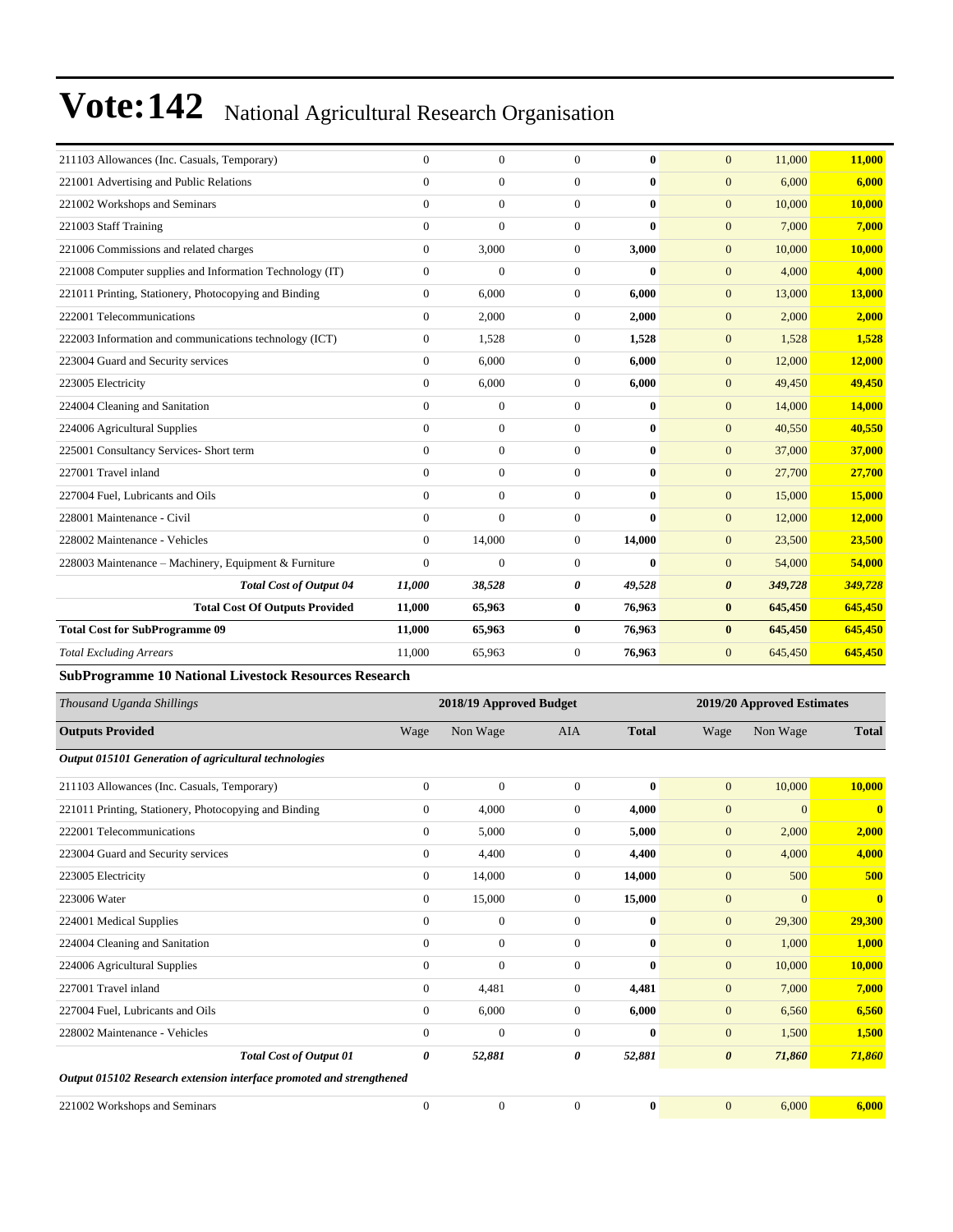| | | | | | | | |
|---|---|---|---|---|---|---|---|
| 211103 Allowances (Inc. Casuals, Temporary) | 0 | 0 | 0 | **0** | 0 | 11,000 | **11,000** |
| 221001 Advertising and Public Relations | 0 | 0 | 0 | **0** | 0 | 6,000 | **6,000** |
| 221002 Workshops and Seminars | 0 | 0 | 0 | **0** | 0 | 10,000 | **10,000** |
| 221003 Staff Training | 0 | 0 | 0 | **0** | 0 | 7,000 | **7,000** |
| 221006 Commissions and related charges | 0 | 3,000 | 0 | **3,000** | 0 | 10,000 | **10,000** |
| 221008 Computer supplies and Information Technology (IT) | 0 | 0 | 0 | **0** | 0 | 4,000 | **4,000** |
| 221011 Printing, Stationery, Photocopying and Binding | 0 | 6,000 | 0 | **6,000** | 0 | 13,000 | **13,000** |
| 222001 Telecommunications | 0 | 2,000 | 0 | **2,000** | 0 | 2,000 | **2,000** |
| 222003 Information and communications technology (ICT) | 0 | 1,528 | 0 | **1,528** | 0 | 1,528 | **1,528** |
| 223004 Guard and Security services | 0 | 6,000 | 0 | **6,000** | 0 | 12,000 | **12,000** |
| 223005 Electricity | 0 | 6,000 | 0 | **6,000** | 0 | 49,450 | **49,450** |
| 224004 Cleaning and Sanitation | 0 | 0 | 0 | **0** | 0 | 14,000 | **14,000** |
| 224006 Agricultural Supplies | 0 | 0 | 0 | **0** | 0 | 40,550 | **40,550** |
| 225001 Consultancy Services- Short term | 0 | 0 | 0 | **0** | 0 | 37,000 | **37,000** |
| 227001 Travel inland | 0 | 0 | 0 | **0** | 0 | 27,700 | **27,700** |
| 227004 Fuel, Lubricants and Oils | 0 | 0 | 0 | **0** | 0 | 15,000 | **15,000** |
| 228001 Maintenance - Civil | 0 | 0 | 0 | **0** | 0 | 12,000 | **12,000** |
| 228002 Maintenance - Vehicles | 0 | 14,000 | 0 | **14,000** | 0 | 23,500 | **23,500** |
| 228003 Maintenance – Machinery, Equipment & Furniture | 0 | 0 | 0 | **0** | 0 | 54,000 | **54,000** |
| ***Total Cost of Output 04*** | ***11,000*** | ***38,528*** | ***0*** | ***49,528*** | ***0*** | ***349,728*** | ***349,728*** |
| **Total Cost Of Outputs Provided** | **11,000** | **65,963** | **0** | **76,963** | **0** | **645,450** | **645,450** |
| **Total Cost for SubProgramme 09** | **11,000** | **65,963** | **0** | **76,963** | **0** | **645,450** | **645,450** |
| *Total Excluding Arrears* | 11,000 | 65,963 | 0 | **76,963** | 0 | 645,450 | **645,450** |

### SubProgramme 10 National Livestock Resources Research

| *Thousand Uganda Shillings* | 2018/19 Approved Budget | | | | 2019/20 Approved Estimates | | |
|---|---|---|---|---|---|---|---|
| **Outputs Provided** | Wage | Non Wage | AIA | **Total** | Wage | Non Wage | **Total** |
| ***Output 015101 Generation of agricultural technologies*** | | | | | | | |
| 211103 Allowances (Inc. Casuals, Temporary) | 0 | 0 | 0 | **0** | 0 | 10,000 | **10,000** |
| 221011 Printing, Stationery, Photocopying and Binding | 0 | 4,000 | 0 | **4,000** | 0 | 0 | **0** |
| 222001 Telecommunications | 0 | 5,000 | 0 | **5,000** | 0 | 2,000 | **2,000** |
| 223004 Guard and Security services | 0 | 4,400 | 0 | **4,400** | 0 | 4,000 | **4,000** |
| 223005 Electricity | 0 | 14,000 | 0 | **14,000** | 0 | 500 | **500** |
| 223006 Water | 0 | 15,000 | 0 | **15,000** | 0 | 0 | **0** |
| 224001 Medical Supplies | 0 | 0 | 0 | **0** | 0 | 29,300 | **29,300** |
| 224004 Cleaning and Sanitation | 0 | 0 | 0 | **0** | 0 | 1,000 | **1,000** |
| 224006 Agricultural Supplies | 0 | 0 | 0 | **0** | 0 | 10,000 | **10,000** |
| 227001 Travel inland | 0 | 4,481 | 0 | **4,481** | 0 | 7,000 | **7,000** |
| 227004 Fuel, Lubricants and Oils | 0 | 6,000 | 0 | **6,000** | 0 | 6,560 | **6,560** |
| 228002 Maintenance - Vehicles | 0 | 0 | 0 | **0** | 0 | 1,500 | **1,500** |
| ***Total Cost of Output 01*** | ***0*** | ***52,881*** | ***0*** | ***52,881*** | ***0*** | ***71,860*** | ***71,860*** |
| ***Output 015102 Research extension interface promoted and strengthened*** | | | | | | | |
| 221002 Workshops and Seminars | 0 | 0 | 0 | **0** | 0 | 6,000 | **6,000** |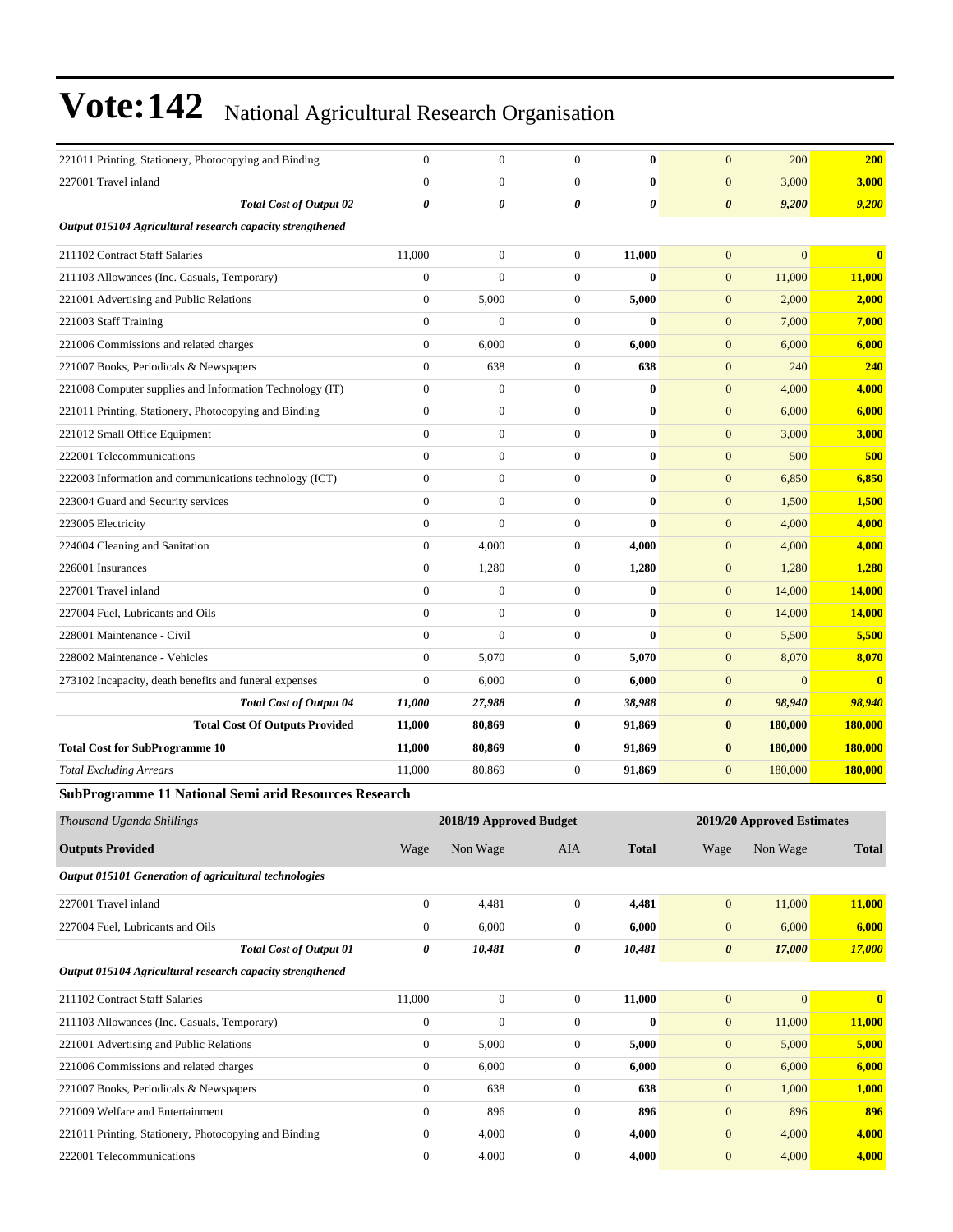# Vote:142 National Agricultural Research Organisation

| | Wage | Non Wage | AIA | Total | Wage | Non Wage | Total |
|---|---|---|---|---|---|---|---|
| 221011 Printing, Stationery, Photocopying and Binding | 0 | 0 | 0 | **0** | 0 | 200 | **200** |
| 227001 Travel inland | 0 | 0 | 0 | **0** | 0 | 3,000 | **3,000** |
| ***Total Cost of Output 02*** | ***0*** | ***0*** | ***0*** | ***0*** | ***0*** | ***9,200*** | ***9,200*** |
| ***Output 015104 Agricultural research capacity strengthened*** | | | | | | | |
| 211102 Contract Staff Salaries | 11,000 | 0 | 0 | **11,000** | 0 | 0 | **0** |
| 211103 Allowances (Inc. Casuals, Temporary) | 0 | 0 | 0 | **0** | 0 | 11,000 | **11,000** |
| 221001 Advertising and Public Relations | 0 | 5,000 | 0 | **5,000** | 0 | 2,000 | **2,000** |
| 221003 Staff Training | 0 | 0 | 0 | **0** | 0 | 7,000 | **7,000** |
| 221006 Commissions and related charges | 0 | 6,000 | 0 | **6,000** | 0 | 6,000 | **6,000** |
| 221007 Books, Periodicals & Newspapers | 0 | 638 | 0 | **638** | 0 | 240 | **240** |
| 221008 Computer supplies and Information Technology (IT) | 0 | 0 | 0 | **0** | 0 | 4,000 | **4,000** |
| 221011 Printing, Stationery, Photocopying and Binding | 0 | 0 | 0 | **0** | 0 | 6,000 | **6,000** |
| 221012 Small Office Equipment | 0 | 0 | 0 | **0** | 0 | 3,000 | **3,000** |
| 222001 Telecommunications | 0 | 0 | 0 | **0** | 0 | 500 | **500** |
| 222003 Information and communications technology (ICT) | 0 | 0 | 0 | **0** | 0 | 6,850 | **6,850** |
| 223004 Guard and Security services | 0 | 0 | 0 | **0** | 0 | 1,500 | **1,500** |
| 223005 Electricity | 0 | 0 | 0 | **0** | 0 | 4,000 | **4,000** |
| 224004 Cleaning and Sanitation | 0 | 4,000 | 0 | **4,000** | 0 | 4,000 | **4,000** |
| 226001 Insurances | 0 | 1,280 | 0 | **1,280** | 0 | 1,280 | **1,280** |
| 227001 Travel inland | 0 | 0 | 0 | **0** | 0 | 14,000 | **14,000** |
| 227004 Fuel, Lubricants and Oils | 0 | 0 | 0 | **0** | 0 | 14,000 | **14,000** |
| 228001 Maintenance - Civil | 0 | 0 | 0 | **0** | 0 | 5,500 | **5,500** |
| 228002 Maintenance - Vehicles | 0 | 5,070 | 0 | **5,070** | 0 | 8,070 | **8,070** |
| 273102 Incapacity, death benefits and funeral expenses | 0 | 6,000 | 0 | **6,000** | 0 | 0 | **0** |
| ***Total Cost of Output 04*** | ***11,000*** | ***27,988*** | ***0*** | ***38,988*** | ***0*** | ***98,940*** | ***98,940*** |
| **Total Cost Of Outputs Provided** | **11,000** | **80,869** | **0** | **91,869** | **0** | **180,000** | **180,000** |
| **Total Cost for SubProgramme 10** | **11,000** | **80,869** | **0** | **91,869** | **0** | **180,000** | **180,000** |
| *Total Excluding Arrears* | 11,000 | 80,869 | 0 | **91,869** | 0 | 180,000 | **180,000** |

**SubProgramme 11 National Semi arid Resources Research**

| *Thousand Uganda Shillings* | 2018/19 Approved Budget | | | | 2019/20 Approved Estimates | | |
|---|---|---|---|---|---|---|---|
| **Outputs Provided** | Wage | Non Wage | AIA | **Total** | Wage | Non Wage | **Total** |
| ***Output 015101 Generation of agricultural technologies*** | | | | | | | |
| 227001 Travel inland | 0 | 4,481 | 0 | **4,481** | 0 | 11,000 | **11,000** |
| 227004 Fuel, Lubricants and Oils | 0 | 6,000 | 0 | **6,000** | 0 | 6,000 | **6,000** |
| ***Total Cost of Output 01*** | ***0*** | ***10,481*** | ***0*** | ***10,481*** | ***0*** | ***17,000*** | ***17,000*** |
| ***Output 015104 Agricultural research capacity strengthened*** | | | | | | | |
| 211102 Contract Staff Salaries | 11,000 | 0 | 0 | **11,000** | 0 | 0 | **0** |
| 211103 Allowances (Inc. Casuals, Temporary) | 0 | 0 | 0 | **0** | 0 | 11,000 | **11,000** |
| 221001 Advertising and Public Relations | 0 | 5,000 | 0 | **5,000** | 0 | 5,000 | **5,000** |
| 221006 Commissions and related charges | 0 | 6,000 | 0 | **6,000** | 0 | 6,000 | **6,000** |
| 221007 Books, Periodicals & Newspapers | 0 | 638 | 0 | **638** | 0 | 1,000 | **1,000** |
| 221009 Welfare and Entertainment | 0 | 896 | 0 | **896** | 0 | 896 | **896** |
| 221011 Printing, Stationery, Photocopying and Binding | 0 | 4,000 | 0 | **4,000** | 0 | 4,000 | **4,000** |
| 222001 Telecommunications | 0 | 4,000 | 0 | **4,000** | 0 | 4,000 | **4,000** |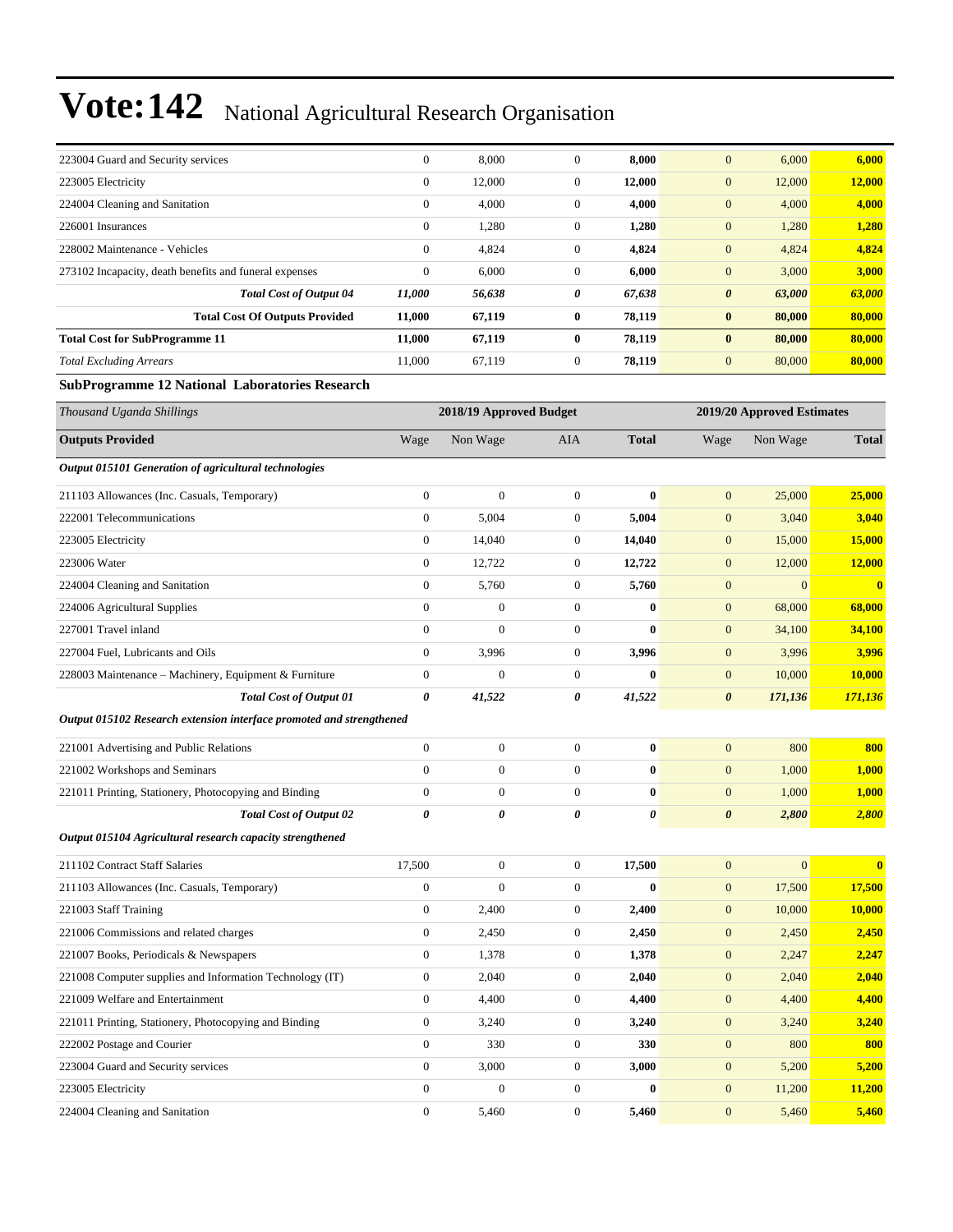# Vote:142 National Agricultural Research Organisation

| | | | | | | | |
|---|---|---|---|---|---|---|---|
| 223004 Guard and Security services | 0 | 8,000 | 0 | **8,000** | 0 | 6,000 | **6,000** |
| 223005 Electricity | 0 | 12,000 | 0 | **12,000** | 0 | 12,000 | **12,000** |
| 224004 Cleaning and Sanitation | 0 | 4,000 | 0 | **4,000** | 0 | 4,000 | **4,000** |
| 226001 Insurances | 0 | 1,280 | 0 | **1,280** | 0 | 1,280 | **1,280** |
| 228002 Maintenance - Vehicles | 0 | 4,824 | 0 | **4,824** | 0 | 4,824 | **4,824** |
| 273102 Incapacity, death benefits and funeral expenses | 0 | 6,000 | 0 | **6,000** | 0 | 3,000 | **3,000** |
| ***Total Cost of Output 04*** | ***11,000*** | ***56,638*** | ***0*** | ***67,638*** | ***0*** | ***63,000*** | ***63,000*** |
| **Total Cost Of Outputs Provided** | **11,000** | **67,119** | **0** | **78,119** | **0** | **80,000** | **80,000** |
| **Total Cost for SubProgramme 11** | **11,000** | **67,119** | **0** | **78,119** | **0** | **80,000** | **80,000** |
| *Total Excluding Arrears* | 11,000 | 67,119 | 0 | **78,119** | 0 | 80,000 | **80,000** |

**SubProgramme 12 National Laboratories Research**

| *Thousand Uganda Shillings* | 2018/19 Approved Budget | | | | 2019/20 Approved Estimates | | |
|---|---|---|---|---|---|---|---|
| **Outputs Provided** | Wage | Non Wage | AIA | **Total** | Wage | Non Wage | **Total** |
| ***Output 015101 Generation of agricultural technologies*** | | | | | | | |
| 211103 Allowances (Inc. Casuals, Temporary) | 0 | 0 | 0 | **0** | 0 | 25,000 | **25,000** |
| 222001 Telecommunications | 0 | 5,004 | 0 | **5,004** | 0 | 3,040 | **3,040** |
| 223005 Electricity | 0 | 14,040 | 0 | **14,040** | 0 | 15,000 | **15,000** |
| 223006 Water | 0 | 12,722 | 0 | **12,722** | 0 | 12,000 | **12,000** |
| 224004 Cleaning and Sanitation | 0 | 5,760 | 0 | **5,760** | 0 | 0 | **0** |
| 224006 Agricultural Supplies | 0 | 0 | 0 | **0** | 0 | 68,000 | **68,000** |
| 227001 Travel inland | 0 | 0 | 0 | **0** | 0 | 34,100 | **34,100** |
| 227004 Fuel, Lubricants and Oils | 0 | 3,996 | 0 | **3,996** | 0 | 3,996 | **3,996** |
| 228003 Maintenance – Machinery, Equipment & Furniture | 0 | 0 | 0 | **0** | 0 | 10,000 | **10,000** |
| ***Total Cost of Output 01*** | ***0*** | ***41,522*** | ***0*** | ***41,522*** | ***0*** | ***171,136*** | ***171,136*** |
| ***Output 015102 Research extension interface promoted and strengthened*** | | | | | | | |
| 221001 Advertising and Public Relations | 0 | 0 | 0 | **0** | 0 | 800 | **800** |
| 221002 Workshops and Seminars | 0 | 0 | 0 | **0** | 0 | 1,000 | **1,000** |
| 221011 Printing, Stationery, Photocopying and Binding | 0 | 0 | 0 | **0** | 0 | 1,000 | **1,000** |
| ***Total Cost of Output 02*** | ***0*** | ***0*** | ***0*** | ***0*** | ***0*** | ***2,800*** | ***2,800*** |
| ***Output 015104 Agricultural research capacity strengthened*** | | | | | | | |
| 211102 Contract Staff Salaries | 17,500 | 0 | 0 | **17,500** | 0 | 0 | **0** |
| 211103 Allowances (Inc. Casuals, Temporary) | 0 | 0 | 0 | **0** | 0 | 17,500 | **17,500** |
| 221003 Staff Training | 0 | 2,400 | 0 | **2,400** | 0 | 10,000 | **10,000** |
| 221006 Commissions and related charges | 0 | 2,450 | 0 | **2,450** | 0 | 2,450 | **2,450** |
| 221007 Books, Periodicals & Newspapers | 0 | 1,378 | 0 | **1,378** | 0 | 2,247 | **2,247** |
| 221008 Computer supplies and Information Technology (IT) | 0 | 2,040 | 0 | **2,040** | 0 | 2,040 | **2,040** |
| 221009 Welfare and Entertainment | 0 | 4,400 | 0 | **4,400** | 0 | 4,400 | **4,400** |
| 221011 Printing, Stationery, Photocopying and Binding | 0 | 3,240 | 0 | **3,240** | 0 | 3,240 | **3,240** |
| 222002 Postage and Courier | 0 | 330 | 0 | **330** | 0 | 800 | **800** |
| 223004 Guard and Security services | 0 | 3,000 | 0 | **3,000** | 0 | 5,200 | **5,200** |
| 223005 Electricity | 0 | 0 | 0 | **0** | 0 | 11,200 | **11,200** |
| 224004 Cleaning and Sanitation | 0 | 5,460 | 0 | **5,460** | 0 | 5,460 | **5,460** |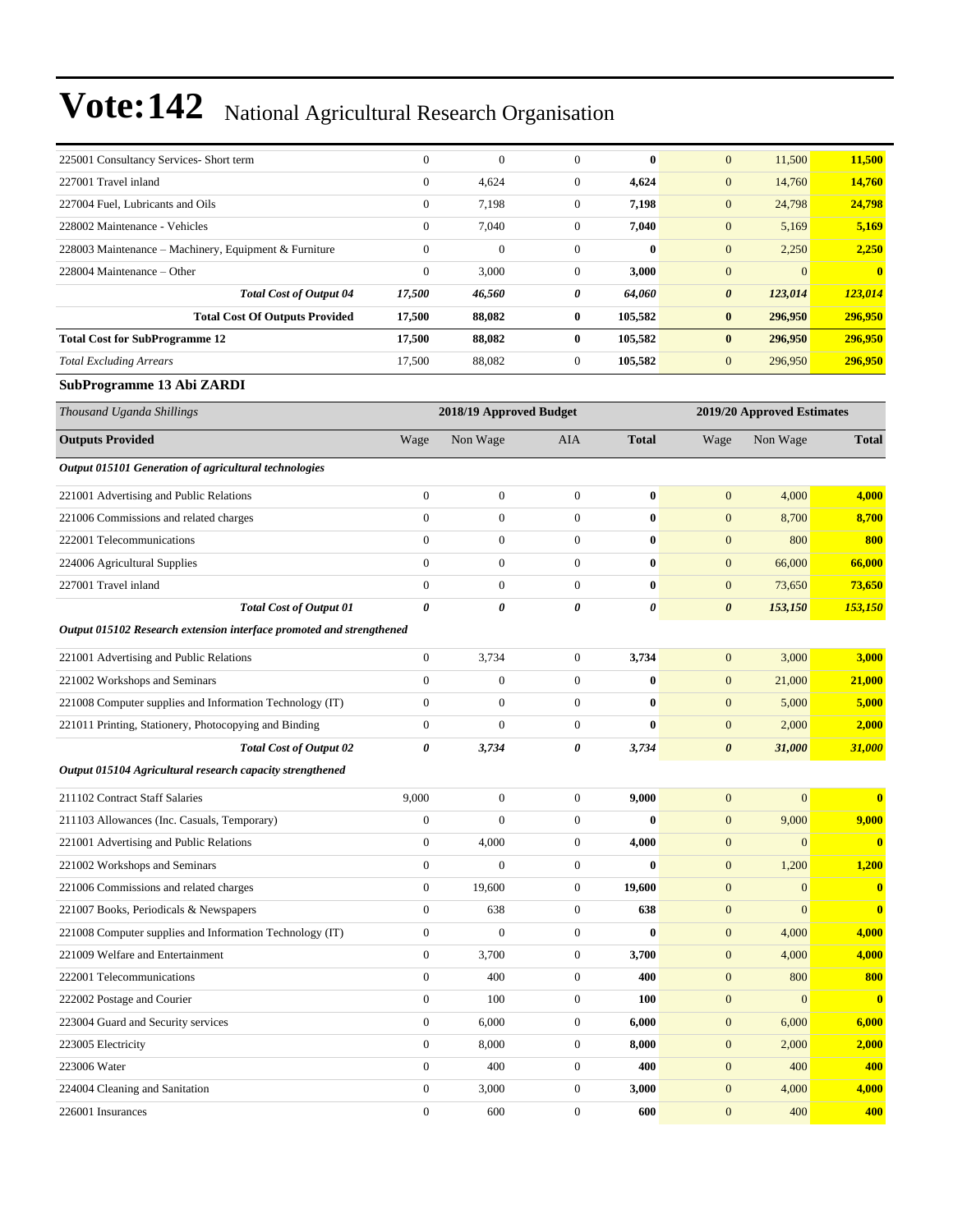# Vote:142 National Agricultural Research Organisation

| | | | | | | | |
|---|---|---|---|---|---|---|---|
| 225001 Consultancy Services- Short term | 0 | 0 | 0 | **0** | 0 | 11,500 | **11,500** |
| 227001 Travel inland | 0 | 4,624 | 0 | **4,624** | 0 | 14,760 | **14,760** |
| 227004 Fuel, Lubricants and Oils | 0 | 7,198 | 0 | **7,198** | 0 | 24,798 | **24,798** |
| 228002 Maintenance - Vehicles | 0 | 7,040 | 0 | **7,040** | 0 | 5,169 | **5,169** |
| 228003 Maintenance – Machinery, Equipment & Furniture | 0 | 0 | 0 | **0** | 0 | 2,250 | **2,250** |
| 228004 Maintenance – Other | 0 | 3,000 | 0 | **3,000** | 0 | 0 | **0** |
| ***Total Cost of Output 04*** | ***17,500*** | ***46,560*** | ***0*** | ***64,060*** | ***0*** | ***123,014*** | ***123,014*** |
| **Total Cost Of Outputs Provided** | **17,500** | **88,082** | **0** | **105,582** | **0** | **296,950** | **296,950** |
| **Total Cost for SubProgramme 12** | **17,500** | **88,082** | **0** | **105,582** | **0** | **296,950** | **296,950** |
| *Total Excluding Arrears* | 17,500 | 88,082 | 0 | **105,582** | 0 | 296,950 | **296,950** |

**SubProgramme 13 Abi ZARDI**

| *Thousand Uganda Shillings* | 2018/19 Approved Budget | | | | 2019/20 Approved Estimates | | |
|---|---|---|---|---|---|---|---|
| **Outputs Provided** | Wage | Non Wage | AIA | **Total** | Wage | Non Wage | **Total** |
| ***Output 015101 Generation of agricultural technologies*** | | | | | | | |
| 221001 Advertising and Public Relations | 0 | 0 | 0 | **0** | 0 | 4,000 | **4,000** |
| 221006 Commissions and related charges | 0 | 0 | 0 | **0** | 0 | 8,700 | **8,700** |
| 222001 Telecommunications | 0 | 0 | 0 | **0** | 0 | 800 | **800** |
| 224006 Agricultural Supplies | 0 | 0 | 0 | **0** | 0 | 66,000 | **66,000** |
| 227001 Travel inland | 0 | 0 | 0 | **0** | 0 | 73,650 | **73,650** |
| ***Total Cost of Output 01*** | ***0*** | ***0*** | ***0*** | ***0*** | ***0*** | ***153,150*** | ***153,150*** |
| ***Output 015102 Research extension interface promoted and strengthened*** | | | | | | | |
| 221001 Advertising and Public Relations | 0 | 3,734 | 0 | **3,734** | 0 | 3,000 | **3,000** |
| 221002 Workshops and Seminars | 0 | 0 | 0 | **0** | 0 | 21,000 | **21,000** |
| 221008 Computer supplies and Information Technology (IT) | 0 | 0 | 0 | **0** | 0 | 5,000 | **5,000** |
| 221011 Printing, Stationery, Photocopying and Binding | 0 | 0 | 0 | **0** | 0 | 2,000 | **2,000** |
| ***Total Cost of Output 02*** | ***0*** | ***3,734*** | ***0*** | ***3,734*** | ***0*** | ***31,000*** | ***31,000*** |
| ***Output 015104 Agricultural research capacity strengthened*** | | | | | | | |
| 211102 Contract Staff Salaries | 9,000 | 0 | 0 | **9,000** | 0 | 0 | **0** |
| 211103 Allowances (Inc. Casuals, Temporary) | 0 | 0 | 0 | **0** | 0 | 9,000 | **9,000** |
| 221001 Advertising and Public Relations | 0 | 4,000 | 0 | **4,000** | 0 | 0 | **0** |
| 221002 Workshops and Seminars | 0 | 0 | 0 | **0** | 0 | 1,200 | **1,200** |
| 221006 Commissions and related charges | 0 | 19,600 | 0 | **19,600** | 0 | 0 | **0** |
| 221007 Books, Periodicals & Newspapers | 0 | 638 | 0 | **638** | 0 | 0 | **0** |
| 221008 Computer supplies and Information Technology (IT) | 0 | 0 | 0 | **0** | 0 | 4,000 | **4,000** |
| 221009 Welfare and Entertainment | 0 | 3,700 | 0 | **3,700** | 0 | 4,000 | **4,000** |
| 222001 Telecommunications | 0 | 400 | 0 | **400** | 0 | 800 | **800** |
| 222002 Postage and Courier | 0 | 100 | 0 | **100** | 0 | 0 | **0** |
| 223004 Guard and Security services | 0 | 6,000 | 0 | **6,000** | 0 | 6,000 | **6,000** |
| 223005 Electricity | 0 | 8,000 | 0 | **8,000** | 0 | 2,000 | **2,000** |
| 223006 Water | 0 | 400 | 0 | **400** | 0 | 400 | **400** |
| 224004 Cleaning and Sanitation | 0 | 3,000 | 0 | **3,000** | 0 | 4,000 | **4,000** |
| 226001 Insurances | 0 | 600 | 0 | **600** | 0 | 400 | **400** |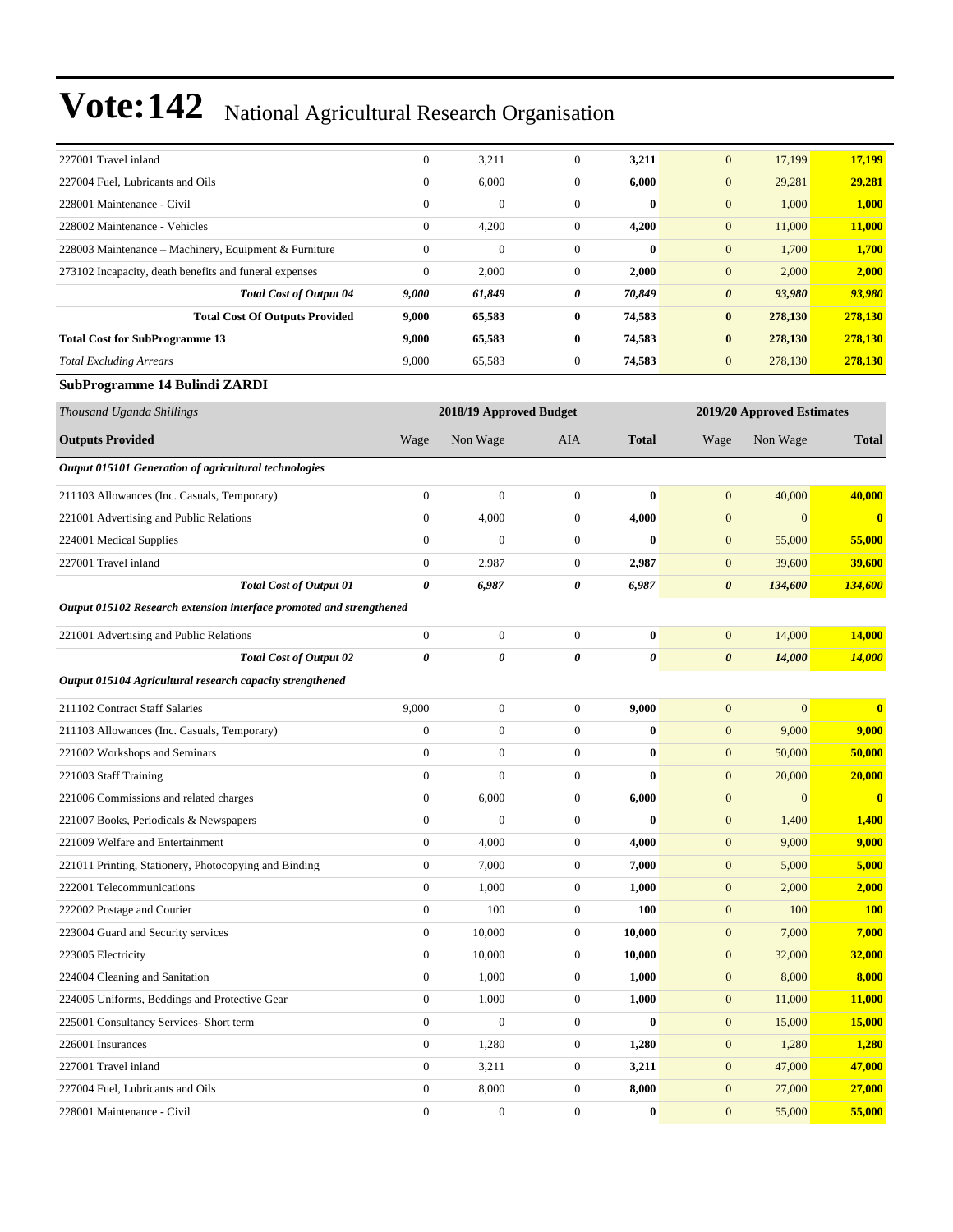| | | | | | | | |
|---|---|---|---|---|---|---|---|
| 227001 Travel inland | 0 | 3,211 | 0 | **3,211** | 0 | 17,199 | **17,199** |
| 227004 Fuel, Lubricants and Oils | 0 | 6,000 | 0 | **6,000** | 0 | 29,281 | **29,281** |
| 228001 Maintenance - Civil | 0 | 0 | 0 | **0** | 0 | 1,000 | **1,000** |
| 228002 Maintenance - Vehicles | 0 | 4,200 | 0 | **4,200** | 0 | 11,000 | **11,000** |
| 228003 Maintenance – Machinery, Equipment & Furniture | 0 | 0 | 0 | **0** | 0 | 1,700 | **1,700** |
| 273102 Incapacity, death benefits and funeral expenses | 0 | 2,000 | 0 | **2,000** | 0 | 2,000 | **2,000** |
| ***Total Cost of Output 04*** | ***9,000*** | ***61,849*** | ***0*** | ***70,849*** | ***0*** | ***93,980*** | ***93,980*** |
| **Total Cost Of Outputs Provided** | **9,000** | **65,583** | **0** | **74,583** | **0** | **278,130** | **278,130** |
| **Total Cost for SubProgramme 13** | **9,000** | **65,583** | **0** | **74,583** | **0** | **278,130** | **278,130** |
| *Total Excluding Arrears* | 9,000 | 65,583 | 0 | **74,583** | 0 | 278,130 | **278,130** |

**SubProgramme 14 Bulindi ZARDI**

| *Thousand Uganda Shillings* | 2018/19 Approved Budget | | | | 2019/20 Approved Estimates | | |
|---|---|---|---|---|---|---|---|
| **Outputs Provided** | Wage | Non Wage | AIA | **Total** | Wage | Non Wage | **Total** |
| ***Output 015101 Generation of agricultural technologies*** | | | | | | | |
| 211103 Allowances (Inc. Casuals, Temporary) | 0 | 0 | 0 | **0** | 0 | 40,000 | **40,000** |
| 221001 Advertising and Public Relations | 0 | 4,000 | 0 | **4,000** | 0 | 0 | **0** |
| 224001 Medical Supplies | 0 | 0 | 0 | **0** | 0 | 55,000 | **55,000** |
| 227001 Travel inland | 0 | 2,987 | 0 | **2,987** | 0 | 39,600 | **39,600** |
| ***Total Cost of Output 01*** | ***0*** | ***6,987*** | ***0*** | ***6,987*** | ***0*** | ***134,600*** | ***134,600*** |
| ***Output 015102 Research extension interface promoted and strengthened*** | | | | | | | |
| 221001 Advertising and Public Relations | 0 | 0 | 0 | **0** | 0 | 14,000 | **14,000** |
| ***Total Cost of Output 02*** | ***0*** | ***0*** | ***0*** | ***0*** | ***0*** | ***14,000*** | ***14,000*** |
| ***Output 015104 Agricultural research capacity strengthened*** | | | | | | | |
| 211102 Contract Staff Salaries | 9,000 | 0 | 0 | **9,000** | 0 | 0 | **0** |
| 211103 Allowances (Inc. Casuals, Temporary) | 0 | 0 | 0 | **0** | 0 | 9,000 | **9,000** |
| 221002 Workshops and Seminars | 0 | 0 | 0 | **0** | 0 | 50,000 | **50,000** |
| 221003 Staff Training | 0 | 0 | 0 | **0** | 0 | 20,000 | **20,000** |
| 221006 Commissions and related charges | 0 | 6,000 | 0 | **6,000** | 0 | 0 | **0** |
| 221007 Books, Periodicals & Newspapers | 0 | 0 | 0 | **0** | 0 | 1,400 | **1,400** |
| 221009 Welfare and Entertainment | 0 | 4,000 | 0 | **4,000** | 0 | 9,000 | **9,000** |
| 221011 Printing, Stationery, Photocopying and Binding | 0 | 7,000 | 0 | **7,000** | 0 | 5,000 | **5,000** |
| 222001 Telecommunications | 0 | 1,000 | 0 | **1,000** | 0 | 2,000 | **2,000** |
| 222002 Postage and Courier | 0 | 100 | 0 | **100** | 0 | 100 | **100** |
| 223004 Guard and Security services | 0 | 10,000 | 0 | **10,000** | 0 | 7,000 | **7,000** |
| 223005 Electricity | 0 | 10,000 | 0 | **10,000** | 0 | 32,000 | **32,000** |
| 224004 Cleaning and Sanitation | 0 | 1,000 | 0 | **1,000** | 0 | 8,000 | **8,000** |
| 224005 Uniforms, Beddings and Protective Gear | 0 | 1,000 | 0 | **1,000** | 0 | 11,000 | **11,000** |
| 225001 Consultancy Services- Short term | 0 | 0 | 0 | **0** | 0 | 15,000 | **15,000** |
| 226001 Insurances | 0 | 1,280 | 0 | **1,280** | 0 | 1,280 | **1,280** |
| 227001 Travel inland | 0 | 3,211 | 0 | **3,211** | 0 | 47,000 | **47,000** |
| 227004 Fuel, Lubricants and Oils | 0 | 8,000 | 0 | **8,000** | 0 | 27,000 | **27,000** |
| 228001 Maintenance - Civil | 0 | 0 | 0 | **0** | 0 | 55,000 | **55,000** |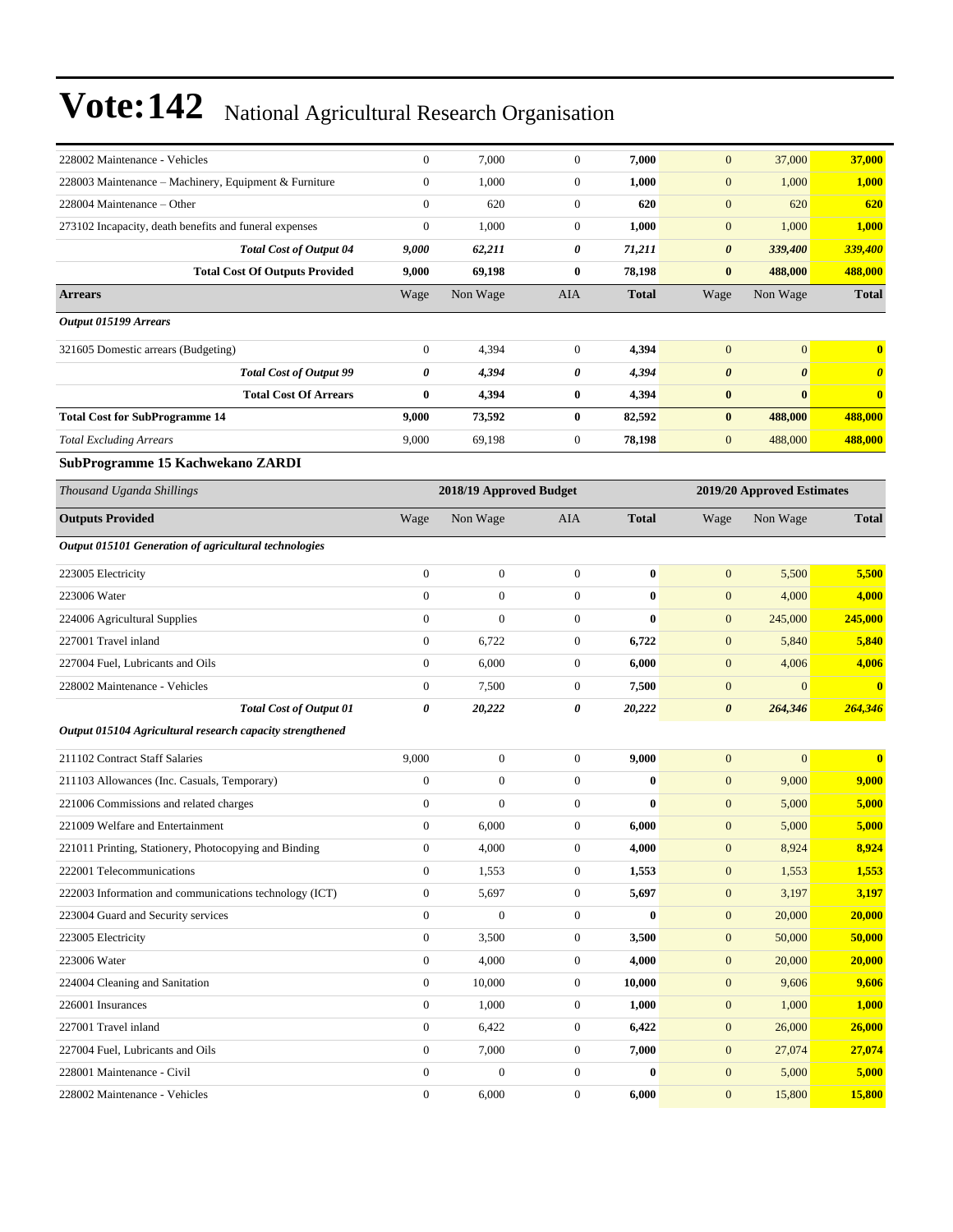# Vote:142 National Agricultural Research Organisation

| | | | | | | | |
|---|---|---|---|---|---|---|---|
| 228002 Maintenance - Vehicles | 0 | 7,000 | 0 | **7,000** | 0 | 37,000 | **37,000** |
| 228003 Maintenance – Machinery, Equipment & Furniture | 0 | 1,000 | 0 | **1,000** | 0 | 1,000 | **1,000** |
| 228004 Maintenance – Other | 0 | 620 | 0 | **620** | 0 | 620 | **620** |
| 273102 Incapacity, death benefits and funeral expenses | 0 | 1,000 | 0 | **1,000** | 0 | 1,000 | **1,000** |
| ***Total Cost of Output 04*** | ***9,000*** | ***62,211*** | ***0*** | ***71,211*** | ***0*** | ***339,400*** | ***339,400*** |
| **Total Cost Of Outputs Provided** | **9,000** | **69,198** | **0** | **78,198** | **0** | **488,000** | **488,000** |
| **Arrears** | Wage | Non Wage | AIA | **Total** | Wage | Non Wage | **Total** |
| ***Output 015199 Arrears*** | | | | | | | |
| 321605 Domestic arrears (Budgeting) | 0 | 4,394 | 0 | **4,394** | 0 | 0 | **0** |
| ***Total Cost of Output 99*** | ***0*** | ***4,394*** | ***0*** | ***4,394*** | ***0*** | ***0*** | ***0*** |
| **Total Cost Of Arrears** | **0** | **4,394** | **0** | **4,394** | **0** | **0** | **0** |
| **Total Cost for SubProgramme 14** | **9,000** | **73,592** | **0** | **82,592** | **0** | **488,000** | **488,000** |
| *Total Excluding Arrears* | 9,000 | 69,198 | 0 | **78,198** | 0 | 488,000 | **488,000** |

### SubProgramme 15 Kachwekano ZARDI

| *Thousand Uganda Shillings* | 2018/19 Approved Budget | | | | 2019/20 Approved Estimates | | |
|---|---|---|---|---|---|---|---|
| **Outputs Provided** | Wage | Non Wage | AIA | **Total** | Wage | Non Wage | **Total** |
| ***Output 015101 Generation of agricultural technologies*** | | | | | | | |
| 223005 Electricity | 0 | 0 | 0 | **0** | 0 | 5,500 | **5,500** |
| 223006 Water | 0 | 0 | 0 | **0** | 0 | 4,000 | **4,000** |
| 224006 Agricultural Supplies | 0 | 0 | 0 | **0** | 0 | 245,000 | **245,000** |
| 227001 Travel inland | 0 | 6,722 | 0 | **6,722** | 0 | 5,840 | **5,840** |
| 227004 Fuel, Lubricants and Oils | 0 | 6,000 | 0 | **6,000** | 0 | 4,006 | **4,006** |
| 228002 Maintenance - Vehicles | 0 | 7,500 | 0 | **7,500** | 0 | 0 | **0** |
| ***Total Cost of Output 01*** | ***0*** | ***20,222*** | ***0*** | ***20,222*** | ***0*** | ***264,346*** | ***264,346*** |
| ***Output 015104 Agricultural research capacity strengthened*** | | | | | | | |
| 211102 Contract Staff Salaries | 9,000 | 0 | 0 | **9,000** | 0 | 0 | **0** |
| 211103 Allowances (Inc. Casuals, Temporary) | 0 | 0 | 0 | **0** | 0 | 9,000 | **9,000** |
| 221006 Commissions and related charges | 0 | 0 | 0 | **0** | 0 | 5,000 | **5,000** |
| 221009 Welfare and Entertainment | 0 | 6,000 | 0 | **6,000** | 0 | 5,000 | **5,000** |
| 221011 Printing, Stationery, Photocopying and Binding | 0 | 4,000 | 0 | **4,000** | 0 | 8,924 | **8,924** |
| 222001 Telecommunications | 0 | 1,553 | 0 | **1,553** | 0 | 1,553 | **1,553** |
| 222003 Information and communications technology (ICT) | 0 | 5,697 | 0 | **5,697** | 0 | 3,197 | **3,197** |
| 223004 Guard and Security services | 0 | 0 | 0 | **0** | 0 | 20,000 | **20,000** |
| 223005 Electricity | 0 | 3,500 | 0 | **3,500** | 0 | 50,000 | **50,000** |
| 223006 Water | 0 | 4,000 | 0 | **4,000** | 0 | 20,000 | **20,000** |
| 224004 Cleaning and Sanitation | 0 | 10,000 | 0 | **10,000** | 0 | 9,606 | **9,606** |
| 226001 Insurances | 0 | 1,000 | 0 | **1,000** | 0 | 1,000 | **1,000** |
| 227001 Travel inland | 0 | 6,422 | 0 | **6,422** | 0 | 26,000 | **26,000** |
| 227004 Fuel, Lubricants and Oils | 0 | 7,000 | 0 | **7,000** | 0 | 27,074 | **27,074** |
| 228001 Maintenance - Civil | 0 | 0 | 0 | **0** | 0 | 5,000 | **5,000** |
| 228002 Maintenance - Vehicles | 0 | 6,000 | 0 | **6,000** | 0 | 15,800 | **15,800** |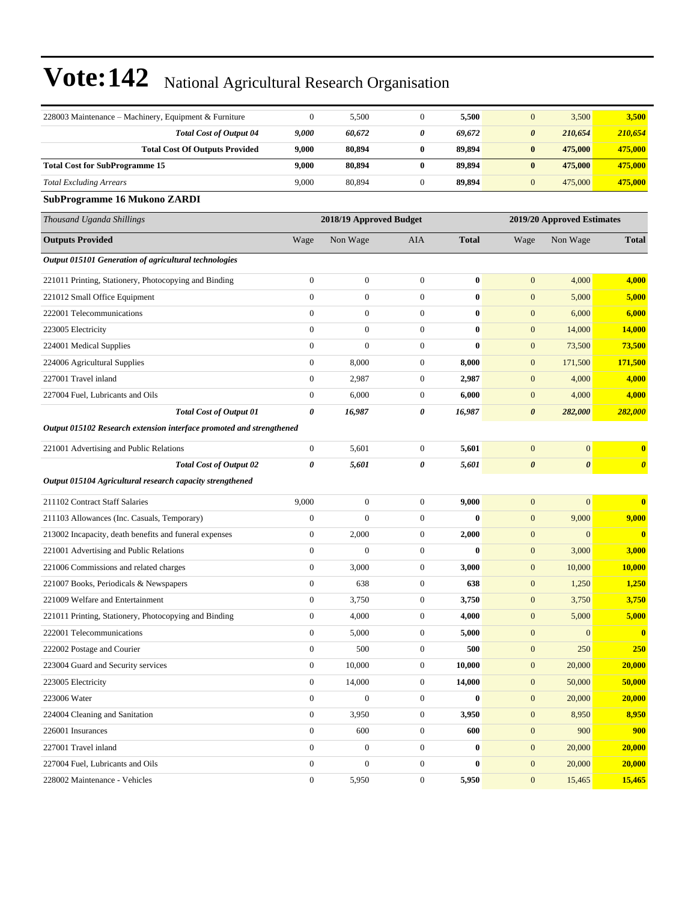# Vote:142 National Agricultural Research Organisation

| | | | | | | | |
|---|---|---|---|---|---|---|---|
| 228003 Maintenance – Machinery, Equipment & Furniture | 0 | 5,500 | 0 | **5,500** | 0 | 3,500 | **3,500** |
| ***Total Cost of Output 04*** | ***9,000*** | ***60,672*** | ***0*** | ***69,672*** | ***0*** | ***210,654*** | ***210,654*** |
| **Total Cost Of Outputs Provided** | **9,000** | **80,894** | **0** | **89,894** | **0** | **475,000** | **475,000** |
| **Total Cost for SubProgramme 15** | **9,000** | **80,894** | **0** | **89,894** | **0** | **475,000** | **475,000** |
| *Total Excluding Arrears* | 9,000 | 80,894 | 0 | **89,894** | 0 | 475,000 | **475,000** |

**SubProgramme 16 Mukono ZARDI**

| *Thousand Uganda Shillings* | 2018/19 Approved Budget | | | | 2019/20 Approved Estimates | | |
|---|---|---|---|---|---|---|---|
| **Outputs Provided** | Wage | Non Wage | AIA | **Total** | Wage | Non Wage | **Total** |
| ***Output 015101 Generation of agricultural technologies*** | | | | | | | |
| 221011 Printing, Stationery, Photocopying and Binding | 0 | 0 | 0 | **0** | 0 | 4,000 | **4,000** |
| 221012 Small Office Equipment | 0 | 0 | 0 | **0** | 0 | 5,000 | **5,000** |
| 222001 Telecommunications | 0 | 0 | 0 | **0** | 0 | 6,000 | **6,000** |
| 223005 Electricity | 0 | 0 | 0 | **0** | 0 | 14,000 | **14,000** |
| 224001 Medical Supplies | 0 | 0 | 0 | **0** | 0 | 73,500 | **73,500** |
| 224006 Agricultural Supplies | 0 | 8,000 | 0 | **8,000** | 0 | 171,500 | **171,500** |
| 227001 Travel inland | 0 | 2,987 | 0 | **2,987** | 0 | 4,000 | **4,000** |
| 227004 Fuel, Lubricants and Oils | 0 | 6,000 | 0 | **6,000** | 0 | 4,000 | **4,000** |
| ***Total Cost of Output 01*** | ***0*** | ***16,987*** | ***0*** | ***16,987*** | ***0*** | ***282,000*** | ***282,000*** |
| ***Output 015102 Research extension interface promoted and strengthened*** | | | | | | | |
| 221001 Advertising and Public Relations | 0 | 5,601 | 0 | **5,601** | 0 | 0 | **0** |
| ***Total Cost of Output 02*** | ***0*** | ***5,601*** | ***0*** | ***5,601*** | ***0*** | ***0*** | ***0*** |
| ***Output 015104 Agricultural research capacity strengthened*** | | | | | | | |
| 211102 Contract Staff Salaries | 9,000 | 0 | 0 | **9,000** | 0 | 0 | **0** |
| 211103 Allowances (Inc. Casuals, Temporary) | 0 | 0 | 0 | **0** | 0 | 9,000 | **9,000** |
| 213002 Incapacity, death benefits and funeral expenses | 0 | 2,000 | 0 | **2,000** | 0 | 0 | **0** |
| 221001 Advertising and Public Relations | 0 | 0 | 0 | **0** | 0 | 3,000 | **3,000** |
| 221006 Commissions and related charges | 0 | 3,000 | 0 | **3,000** | 0 | 10,000 | **10,000** |
| 221007 Books, Periodicals & Newspapers | 0 | 638 | 0 | **638** | 0 | 1,250 | **1,250** |
| 221009 Welfare and Entertainment | 0 | 3,750 | 0 | **3,750** | 0 | 3,750 | **3,750** |
| 221011 Printing, Stationery, Photocopying and Binding | 0 | 4,000 | 0 | **4,000** | 0 | 5,000 | **5,000** |
| 222001 Telecommunications | 0 | 5,000 | 0 | **5,000** | 0 | 0 | **0** |
| 222002 Postage and Courier | 0 | 500 | 0 | **500** | 0 | 250 | **250** |
| 223004 Guard and Security services | 0 | 10,000 | 0 | **10,000** | 0 | 20,000 | **20,000** |
| 223005 Electricity | 0 | 14,000 | 0 | **14,000** | 0 | 50,000 | **50,000** |
| 223006 Water | 0 | 0 | 0 | **0** | 0 | 20,000 | **20,000** |
| 224004 Cleaning and Sanitation | 0 | 3,950 | 0 | **3,950** | 0 | 8,950 | **8,950** |
| 226001 Insurances | 0 | 600 | 0 | **600** | 0 | 900 | **900** |
| 227001 Travel inland | 0 | 0 | 0 | **0** | 0 | 20,000 | **20,000** |
| 227004 Fuel, Lubricants and Oils | 0 | 0 | 0 | **0** | 0 | 20,000 | **20,000** |
| 228002 Maintenance - Vehicles | 0 | 5,950 | 0 | **5,950** | 0 | 15,465 | **15,465** |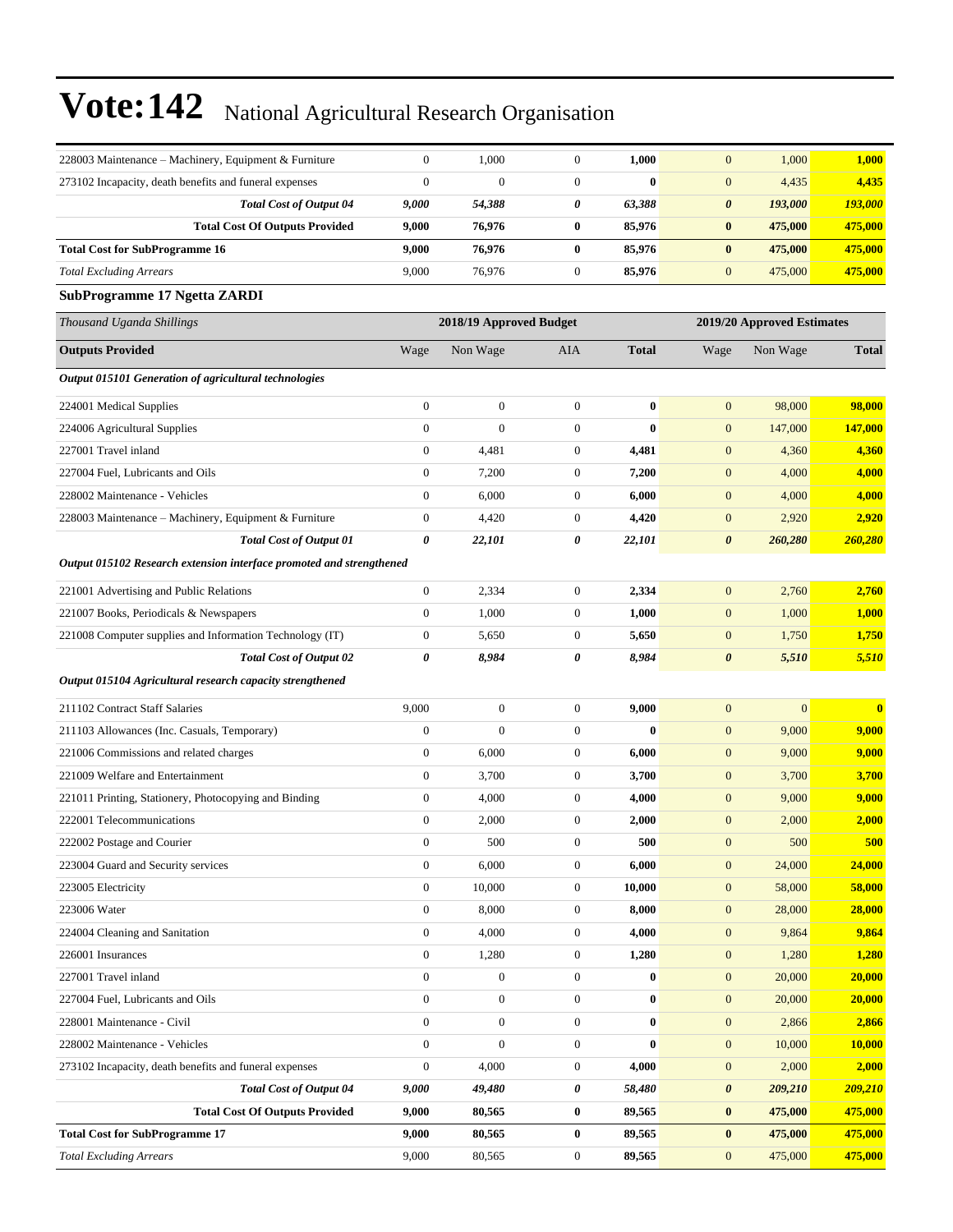# Vote:142 National Agricultural Research Organisation

| | Wage | Non Wage | AIA | Total | Wage | Non Wage | Total |
|---|---|---|---|---|---|---|---|
| 228003 Maintenance – Machinery, Equipment & Furniture | 0 | 1,000 | 0 | **1,000** | 0 | 1,000 | **1,000** |
| 273102 Incapacity, death benefits and funeral expenses | 0 | 0 | 0 | **0** | 0 | 4,435 | **4,435** |
| ***Total Cost of Output 04*** | ***9,000*** | ***54,388*** | ***0*** | ***63,388*** | ***0*** | ***193,000*** | ***193,000*** |
| **Total Cost Of Outputs Provided** | **9,000** | **76,976** | **0** | **85,976** | **0** | **475,000** | **475,000** |
| **Total Cost for SubProgramme 16** | **9,000** | **76,976** | **0** | **85,976** | **0** | **475,000** | **475,000** |
| *Total Excluding Arrears* | 9,000 | 76,976 | 0 | **85,976** | 0 | 475,000 | **475,000** |

### SubProgramme 17 Ngetta ZARDI

| *Thousand Uganda Shillings* | 2018/19 Approved Budget | | | | 2019/20 Approved Estimates | | |
|---|---|---|---|---|---|---|---|
| **Outputs Provided** | Wage | Non Wage | AIA | **Total** | Wage | Non Wage | **Total** |
| ***Output 015101 Generation of agricultural technologies*** | | | | | | | |
| 224001 Medical Supplies | 0 | 0 | 0 | **0** | 0 | 98,000 | **98,000** |
| 224006 Agricultural Supplies | 0 | 0 | 0 | **0** | 0 | 147,000 | **147,000** |
| 227001 Travel inland | 0 | 4,481 | 0 | **4,481** | 0 | 4,360 | **4,360** |
| 227004 Fuel, Lubricants and Oils | 0 | 7,200 | 0 | **7,200** | 0 | 4,000 | **4,000** |
| 228002 Maintenance - Vehicles | 0 | 6,000 | 0 | **6,000** | 0 | 4,000 | **4,000** |
| 228003 Maintenance – Machinery, Equipment & Furniture | 0 | 4,420 | 0 | **4,420** | 0 | 2,920 | **2,920** |
| ***Total Cost of Output 01*** | ***0*** | ***22,101*** | ***0*** | ***22,101*** | ***0*** | ***260,280*** | ***260,280*** |
| ***Output 015102 Research extension interface promoted and strengthened*** | | | | | | | |
| 221001 Advertising and Public Relations | 0 | 2,334 | 0 | **2,334** | 0 | 2,760 | **2,760** |
| 221007 Books, Periodicals & Newspapers | 0 | 1,000 | 0 | **1,000** | 0 | 1,000 | **1,000** |
| 221008 Computer supplies and Information Technology (IT) | 0 | 5,650 | 0 | **5,650** | 0 | 1,750 | **1,750** |
| ***Total Cost of Output 02*** | ***0*** | ***8,984*** | ***0*** | ***8,984*** | ***0*** | ***5,510*** | ***5,510*** |
| ***Output 015104 Agricultural research capacity strengthened*** | | | | | | | |
| 211102 Contract Staff Salaries | 9,000 | 0 | 0 | **9,000** | 0 | 0 | **0** |
| 211103 Allowances (Inc. Casuals, Temporary) | 0 | 0 | 0 | **0** | 0 | 9,000 | **9,000** |
| 221006 Commissions and related charges | 0 | 6,000 | 0 | **6,000** | 0 | 9,000 | **9,000** |
| 221009 Welfare and Entertainment | 0 | 3,700 | 0 | **3,700** | 0 | 3,700 | **3,700** |
| 221011 Printing, Stationery, Photocopying and Binding | 0 | 4,000 | 0 | **4,000** | 0 | 9,000 | **9,000** |
| 222001 Telecommunications | 0 | 2,000 | 0 | **2,000** | 0 | 2,000 | **2,000** |
| 222002 Postage and Courier | 0 | 500 | 0 | **500** | 0 | 500 | **500** |
| 223004 Guard and Security services | 0 | 6,000 | 0 | **6,000** | 0 | 24,000 | **24,000** |
| 223005 Electricity | 0 | 10,000 | 0 | **10,000** | 0 | 58,000 | **58,000** |
| 223006 Water | 0 | 8,000 | 0 | **8,000** | 0 | 28,000 | **28,000** |
| 224004 Cleaning and Sanitation | 0 | 4,000 | 0 | **4,000** | 0 | 9,864 | **9,864** |
| 226001 Insurances | 0 | 1,280 | 0 | **1,280** | 0 | 1,280 | **1,280** |
| 227001 Travel inland | 0 | 0 | 0 | **0** | 0 | 20,000 | **20,000** |
| 227004 Fuel, Lubricants and Oils | 0 | 0 | 0 | **0** | 0 | 20,000 | **20,000** |
| 228001 Maintenance - Civil | 0 | 0 | 0 | **0** | 0 | 2,866 | **2,866** |
| 228002 Maintenance - Vehicles | 0 | 0 | 0 | **0** | 0 | 10,000 | **10,000** |
| 273102 Incapacity, death benefits and funeral expenses | 0 | 4,000 | 0 | **4,000** | 0 | 2,000 | **2,000** |
| ***Total Cost of Output 04*** | ***9,000*** | ***49,480*** | ***0*** | ***58,480*** | ***0*** | ***209,210*** | ***209,210*** |
| **Total Cost Of Outputs Provided** | **9,000** | **80,565** | **0** | **89,565** | **0** | **475,000** | **475,000** |
| **Total Cost for SubProgramme 17** | **9,000** | **80,565** | **0** | **89,565** | **0** | **475,000** | **475,000** |
| *Total Excluding Arrears* | 9,000 | 80,565 | 0 | **89,565** | 0 | 475,000 | **475,000** |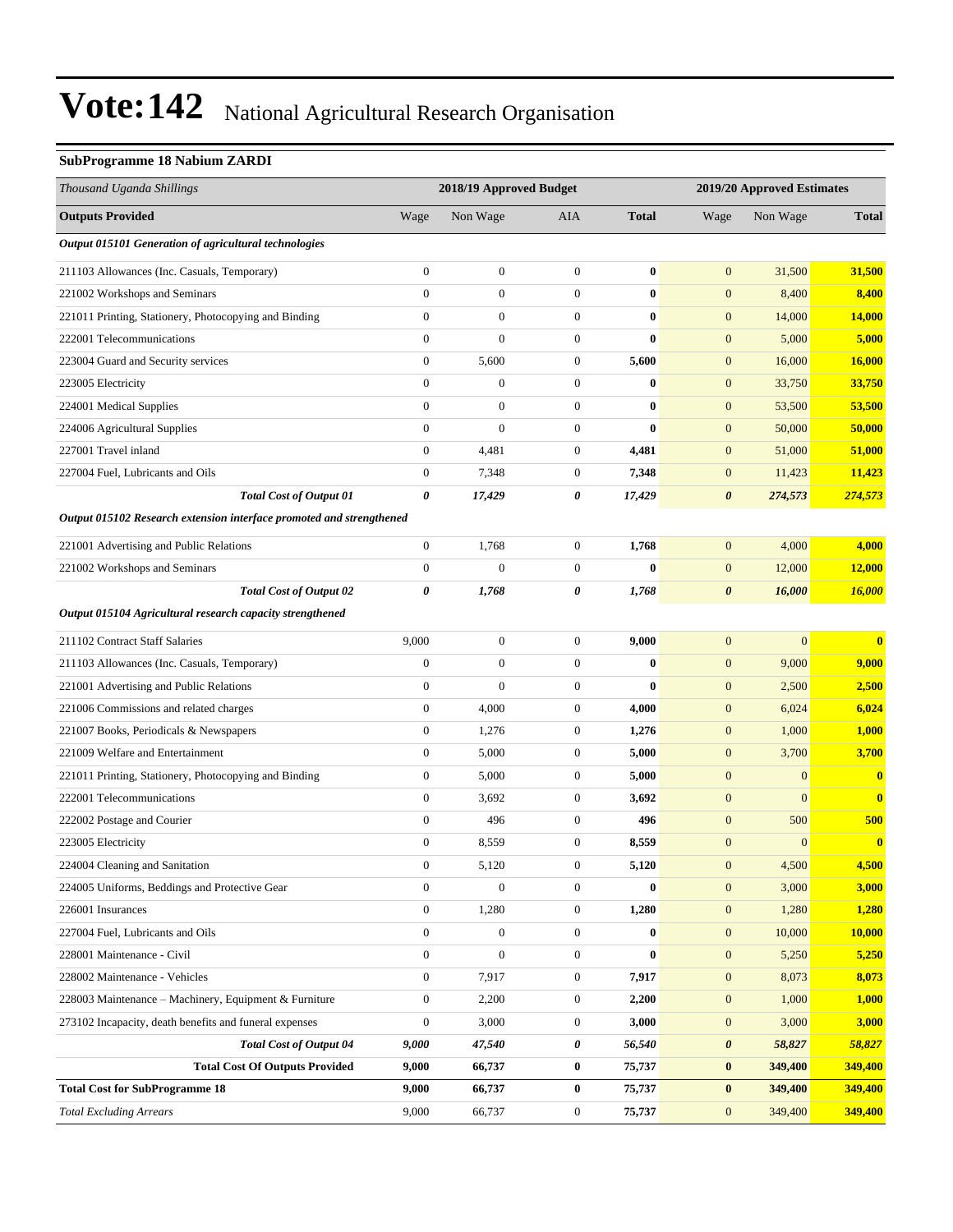# Vote:142 National Agricultural Research Organisation

### SubProgramme 18 Nabium ZARDI

| *Thousand Uganda Shillings* | 2018/19 Approved Budget | | | | 2019/20 Approved Estimates | | |
|---|---|---|---|---|---|---|---|
| **Outputs Provided** | Wage | Non Wage | AIA | **Total** | Wage | Non Wage | **Total** |
| ***Output 015101 Generation of agricultural technologies*** | | | | | | | |
| 211103 Allowances (Inc. Casuals, Temporary) | 0 | 0 | 0 | **0** | 0 | 31,500 | **31,500** |
| 221002 Workshops and Seminars | 0 | 0 | 0 | **0** | 0 | 8,400 | **8,400** |
| 221011 Printing, Stationery, Photocopying and Binding | 0 | 0 | 0 | **0** | 0 | 14,000 | **14,000** |
| 222001 Telecommunications | 0 | 0 | 0 | **0** | 0 | 5,000 | **5,000** |
| 223004 Guard and Security services | 0 | 5,600 | 0 | **5,600** | 0 | 16,000 | **16,000** |
| 223005 Electricity | 0 | 0 | 0 | **0** | 0 | 33,750 | **33,750** |
| 224001 Medical Supplies | 0 | 0 | 0 | **0** | 0 | 53,500 | **53,500** |
| 224006 Agricultural Supplies | 0 | 0 | 0 | **0** | 0 | 50,000 | **50,000** |
| 227001 Travel inland | 0 | 4,481 | 0 | **4,481** | 0 | 51,000 | **51,000** |
| 227004 Fuel, Lubricants and Oils | 0 | 7,348 | 0 | **7,348** | 0 | 11,423 | **11,423** |
| ***Total Cost of Output 01*** | ***0*** | ***17,429*** | ***0*** | ***17,429*** | ***0*** | ***274,573*** | ***274,573*** |
| ***Output 015102 Research extension interface promoted and strengthened*** | | | | | | | |
| 221001 Advertising and Public Relations | 0 | 1,768 | 0 | **1,768** | 0 | 4,000 | **4,000** |
| 221002 Workshops and Seminars | 0 | 0 | 0 | **0** | 0 | 12,000 | **12,000** |
| ***Total Cost of Output 02*** | ***0*** | ***1,768*** | ***0*** | ***1,768*** | ***0*** | ***16,000*** | ***16,000*** |
| ***Output 015104 Agricultural research capacity strengthened*** | | | | | | | |
| 211102 Contract Staff Salaries | 9,000 | 0 | 0 | **9,000** | 0 | 0 | **0** |
| 211103 Allowances (Inc. Casuals, Temporary) | 0 | 0 | 0 | **0** | 0 | 9,000 | **9,000** |
| 221001 Advertising and Public Relations | 0 | 0 | 0 | **0** | 0 | 2,500 | **2,500** |
| 221006 Commissions and related charges | 0 | 4,000 | 0 | **4,000** | 0 | 6,024 | **6,024** |
| 221007 Books, Periodicals & Newspapers | 0 | 1,276 | 0 | **1,276** | 0 | 1,000 | **1,000** |
| 221009 Welfare and Entertainment | 0 | 5,000 | 0 | **5,000** | 0 | 3,700 | **3,700** |
| 221011 Printing, Stationery, Photocopying and Binding | 0 | 5,000 | 0 | **5,000** | 0 | 0 | **0** |
| 222001 Telecommunications | 0 | 3,692 | 0 | **3,692** | 0 | 0 | **0** |
| 222002 Postage and Courier | 0 | 496 | 0 | **496** | 0 | 500 | **500** |
| 223005 Electricity | 0 | 8,559 | 0 | **8,559** | 0 | 0 | **0** |
| 224004 Cleaning and Sanitation | 0 | 5,120 | 0 | **5,120** | 0 | 4,500 | **4,500** |
| 224005 Uniforms, Beddings and Protective Gear | 0 | 0 | 0 | **0** | 0 | 3,000 | **3,000** |
| 226001 Insurances | 0 | 1,280 | 0 | **1,280** | 0 | 1,280 | **1,280** |
| 227004 Fuel, Lubricants and Oils | 0 | 0 | 0 | **0** | 0 | 10,000 | **10,000** |
| 228001 Maintenance - Civil | 0 | 0 | 0 | **0** | 0 | 5,250 | **5,250** |
| 228002 Maintenance - Vehicles | 0 | 7,917 | 0 | **7,917** | 0 | 8,073 | **8,073** |
| 228003 Maintenance – Machinery, Equipment & Furniture | 0 | 2,200 | 0 | **2,200** | 0 | 1,000 | **1,000** |
| 273102 Incapacity, death benefits and funeral expenses | 0 | 3,000 | 0 | **3,000** | 0 | 3,000 | **3,000** |
| ***Total Cost of Output 04*** | ***9,000*** | ***47,540*** | ***0*** | ***56,540*** | ***0*** | ***58,827*** | ***58,827*** |
| **Total Cost Of Outputs Provided** | **9,000** | **66,737** | **0** | **75,737** | **0** | **349,400** | **349,400** |
| **Total Cost for SubProgramme 18** | **9,000** | **66,737** | **0** | **75,737** | **0** | **349,400** | **349,400** |
| *Total Excluding Arrears* | 9,000 | 66,737 | 0 | **75,737** | 0 | 349,400 | **349,400** |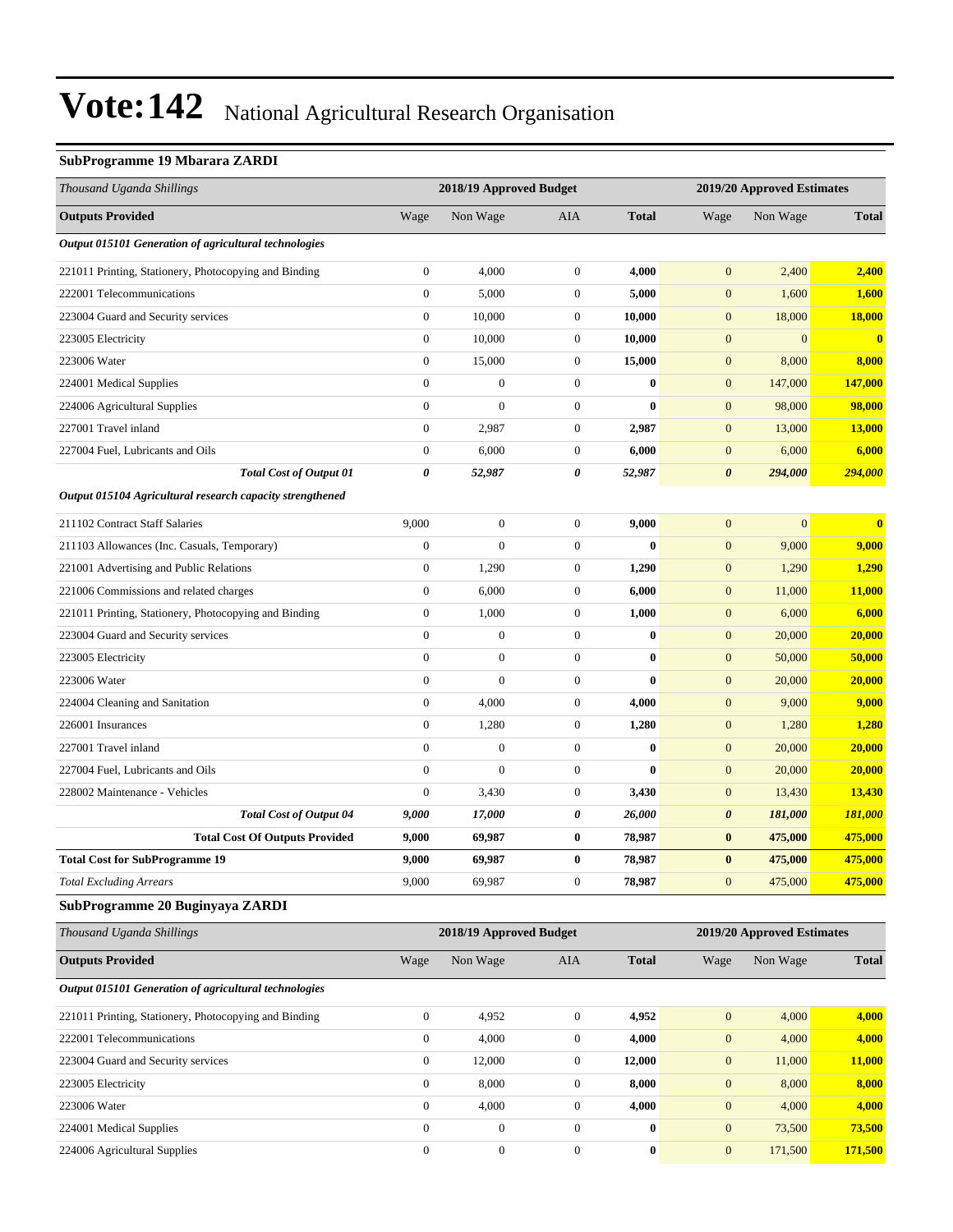# Vote:142 National Agricultural Research Organisation

### SubProgramme 19 Mbarara ZARDI

| *Thousand Uganda Shillings* | 2018/19 Approved Budget | | | | 2019/20 Approved Estimates | | |
|---|---|---|---|---|---|---|---|
| **Outputs Provided** | Wage | Non Wage | AIA | **Total** | Wage | Non Wage | **Total** |
| ***Output 015101 Generation of agricultural technologies*** | | | | | | | |
| 221011 Printing, Stationery, Photocopying and Binding | 0 | 4,000 | 0 | **4,000** | 0 | 2,400 | **2,400** |
| 222001 Telecommunications | 0 | 5,000 | 0 | **5,000** | 0 | 1,600 | **1,600** |
| 223004 Guard and Security services | 0 | 10,000 | 0 | **10,000** | 0 | 18,000 | **18,000** |
| 223005 Electricity | 0 | 10,000 | 0 | **10,000** | 0 | 0 | **0** |
| 223006 Water | 0 | 15,000 | 0 | **15,000** | 0 | 8,000 | **8,000** |
| 224001 Medical Supplies | 0 | 0 | 0 | **0** | 0 | 147,000 | **147,000** |
| 224006 Agricultural Supplies | 0 | 0 | 0 | **0** | 0 | 98,000 | **98,000** |
| 227001 Travel inland | 0 | 2,987 | 0 | **2,987** | 0 | 13,000 | **13,000** |
| 227004 Fuel, Lubricants and Oils | 0 | 6,000 | 0 | **6,000** | 0 | 6,000 | **6,000** |
| ***Total Cost of Output 01*** | ***0*** | ***52,987*** | ***0*** | ***52,987*** | ***0*** | ***294,000*** | ***294,000*** |
| ***Output 015104 Agricultural research capacity strengthened*** | | | | | | | |
| 211102 Contract Staff Salaries | 9,000 | 0 | 0 | **9,000** | 0 | 0 | **0** |
| 211103 Allowances (Inc. Casuals, Temporary) | 0 | 0 | 0 | **0** | 0 | 9,000 | **9,000** |
| 221001 Advertising and Public Relations | 0 | 1,290 | 0 | **1,290** | 0 | 1,290 | **1,290** |
| 221006 Commissions and related charges | 0 | 6,000 | 0 | **6,000** | 0 | 11,000 | **11,000** |
| 221011 Printing, Stationery, Photocopying and Binding | 0 | 1,000 | 0 | **1,000** | 0 | 6,000 | **6,000** |
| 223004 Guard and Security services | 0 | 0 | 0 | **0** | 0 | 20,000 | **20,000** |
| 223005 Electricity | 0 | 0 | 0 | **0** | 0 | 50,000 | **50,000** |
| 223006 Water | 0 | 0 | 0 | **0** | 0 | 20,000 | **20,000** |
| 224004 Cleaning and Sanitation | 0 | 4,000 | 0 | **4,000** | 0 | 9,000 | **9,000** |
| 226001 Insurances | 0 | 1,280 | 0 | **1,280** | 0 | 1,280 | **1,280** |
| 227001 Travel inland | 0 | 0 | 0 | **0** | 0 | 20,000 | **20,000** |
| 227004 Fuel, Lubricants and Oils | 0 | 0 | 0 | **0** | 0 | 20,000 | **20,000** |
| 228002 Maintenance - Vehicles | 0 | 3,430 | 0 | **3,430** | 0 | 13,430 | **13,430** |
| ***Total Cost of Output 04*** | ***9,000*** | ***17,000*** | ***0*** | ***26,000*** | ***0*** | ***181,000*** | ***181,000*** |
| **Total Cost Of Outputs Provided** | **9,000** | **69,987** | **0** | **78,987** | **0** | **475,000** | **475,000** |
| **Total Cost for SubProgramme 19** | **9,000** | **69,987** | **0** | **78,987** | **0** | **475,000** | **475,000** |
| *Total Excluding Arrears* | 9,000 | 69,987 | 0 | **78,987** | 0 | 475,000 | **475,000** |

### SubProgramme 20 Buginyaya ZARDI

| *Thousand Uganda Shillings* | 2018/19 Approved Budget | | | | 2019/20 Approved Estimates | | |
|---|---|---|---|---|---|---|---|
| **Outputs Provided** | Wage | Non Wage | AIA | **Total** | Wage | Non Wage | **Total** |
| ***Output 015101 Generation of agricultural technologies*** | | | | | | | |
| 221011 Printing, Stationery, Photocopying and Binding | 0 | 4,952 | 0 | **4,952** | 0 | 4,000 | **4,000** |
| 222001 Telecommunications | 0 | 4,000 | 0 | **4,000** | 0 | 4,000 | **4,000** |
| 223004 Guard and Security services | 0 | 12,000 | 0 | **12,000** | 0 | 11,000 | **11,000** |
| 223005 Electricity | 0 | 8,000 | 0 | **8,000** | 0 | 8,000 | **8,000** |
| 223006 Water | 0 | 4,000 | 0 | **4,000** | 0 | 4,000 | **4,000** |
| 224001 Medical Supplies | 0 | 0 | 0 | **0** | 0 | 73,500 | **73,500** |
| 224006 Agricultural Supplies | 0 | 0 | 0 | **0** | 0 | 171,500 | **171,500** |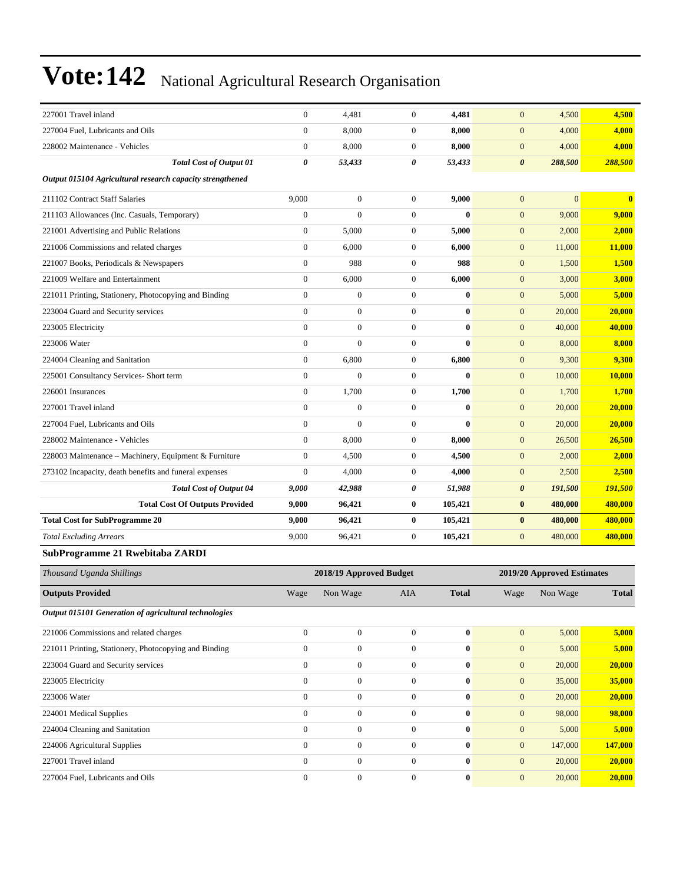| | | | | | | | |
|---|---|---|---|---|---|---|---|
| 227001 Travel inland | 0 | 4,481 | 0 | **4,481** | 0 | 4,500 | **4,500** |
| 227004 Fuel, Lubricants and Oils | 0 | 8,000 | 0 | **8,000** | 0 | 4,000 | **4,000** |
| 228002 Maintenance - Vehicles | 0 | 8,000 | 0 | **8,000** | 0 | 4,000 | **4,000** |
| ***Total Cost of Output 01*** | ***0*** | ***53,433*** | ***0*** | ***53,433*** | ***0*** | ***288,500*** | ***288,500*** |
| ***Output 015104 Agricultural research capacity strengthened*** | | | | | | | |
| 211102 Contract Staff Salaries | 9,000 | 0 | 0 | **9,000** | 0 | 0 | **0** |
| 211103 Allowances (Inc. Casuals, Temporary) | 0 | 0 | 0 | **0** | 0 | 9,000 | **9,000** |
| 221001 Advertising and Public Relations | 0 | 5,000 | 0 | **5,000** | 0 | 2,000 | **2,000** |
| 221006 Commissions and related charges | 0 | 6,000 | 0 | **6,000** | 0 | 11,000 | **11,000** |
| 221007 Books, Periodicals & Newspapers | 0 | 988 | 0 | **988** | 0 | 1,500 | **1,500** |
| 221009 Welfare and Entertainment | 0 | 6,000 | 0 | **6,000** | 0 | 3,000 | **3,000** |
| 221011 Printing, Stationery, Photocopying and Binding | 0 | 0 | 0 | **0** | 0 | 5,000 | **5,000** |
| 223004 Guard and Security services | 0 | 0 | 0 | **0** | 0 | 20,000 | **20,000** |
| 223005 Electricity | 0 | 0 | 0 | **0** | 0 | 40,000 | **40,000** |
| 223006 Water | 0 | 0 | 0 | **0** | 0 | 8,000 | **8,000** |
| 224004 Cleaning and Sanitation | 0 | 6,800 | 0 | **6,800** | 0 | 9,300 | **9,300** |
| 225001 Consultancy Services- Short term | 0 | 0 | 0 | **0** | 0 | 10,000 | **10,000** |
| 226001 Insurances | 0 | 1,700 | 0 | **1,700** | 0 | 1,700 | **1,700** |
| 227001 Travel inland | 0 | 0 | 0 | **0** | 0 | 20,000 | **20,000** |
| 227004 Fuel, Lubricants and Oils | 0 | 0 | 0 | **0** | 0 | 20,000 | **20,000** |
| 228002 Maintenance - Vehicles | 0 | 8,000 | 0 | **8,000** | 0 | 26,500 | **26,500** |
| 228003 Maintenance – Machinery, Equipment & Furniture | 0 | 4,500 | 0 | **4,500** | 0 | 2,000 | **2,000** |
| 273102 Incapacity, death benefits and funeral expenses | 0 | 4,000 | 0 | **4,000** | 0 | 2,500 | **2,500** |
| ***Total Cost of Output 04*** | ***9,000*** | ***42,988*** | ***0*** | ***51,988*** | ***0*** | ***191,500*** | ***191,500*** |
| **Total Cost Of Outputs Provided** | **9,000** | **96,421** | **0** | **105,421** | **0** | **480,000** | **480,000** |
| **Total Cost for SubProgramme 20** | **9,000** | **96,421** | **0** | **105,421** | **0** | **480,000** | **480,000** |
| *Total Excluding Arrears* | 9,000 | 96,421 | 0 | **105,421** | 0 | 480,000 | **480,000** |

### SubProgramme 21 Rwebitaba ZARDI

| *Thousand Uganda Shillings* | 2018/19 Approved Budget | | | | 2019/20 Approved Estimates | | |
|---|---|---|---|---|---|---|---|
| **Outputs Provided** | Wage | Non Wage | AIA | **Total** | Wage | Non Wage | **Total** |
| ***Output 015101 Generation of agricultural technologies*** | | | | | | | |
| 221006 Commissions and related charges | 0 | 0 | 0 | **0** | 0 | 5,000 | **5,000** |
| 221011 Printing, Stationery, Photocopying and Binding | 0 | 0 | 0 | **0** | 0 | 5,000 | **5,000** |
| 223004 Guard and Security services | 0 | 0 | 0 | **0** | 0 | 20,000 | **20,000** |
| 223005 Electricity | 0 | 0 | 0 | **0** | 0 | 35,000 | **35,000** |
| 223006 Water | 0 | 0 | 0 | **0** | 0 | 20,000 | **20,000** |
| 224001 Medical Supplies | 0 | 0 | 0 | **0** | 0 | 98,000 | **98,000** |
| 224004 Cleaning and Sanitation | 0 | 0 | 0 | **0** | 0 | 5,000 | **5,000** |
| 224006 Agricultural Supplies | 0 | 0 | 0 | **0** | 0 | 147,000 | **147,000** |
| 227001 Travel inland | 0 | 0 | 0 | **0** | 0 | 20,000 | **20,000** |
| 227004 Fuel, Lubricants and Oils | 0 | 0 | 0 | **0** | 0 | 20,000 | **20,000** |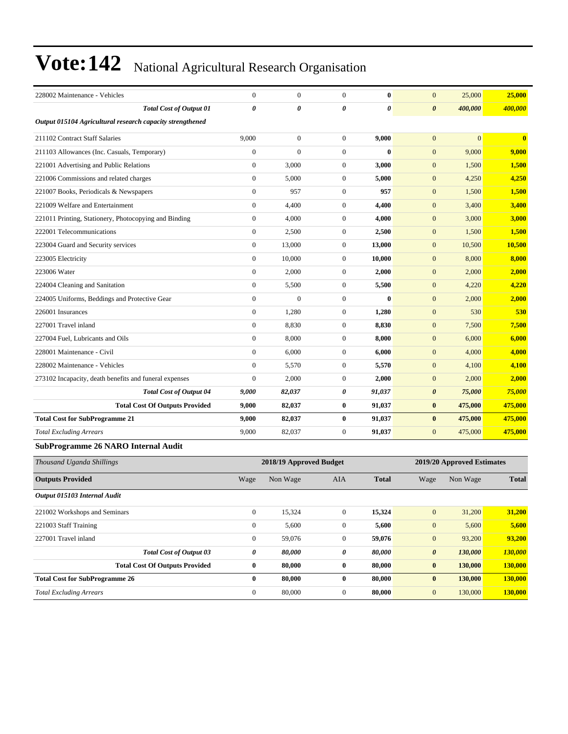# Vote:142 National Agricultural Research Organisation

| | | | | | | | |
|---|---|---|---|---|---|---|---|
| 228002 Maintenance - Vehicles | 0 | 0 | 0 | **0** | 0 | 25,000 | **25,000** |
| ***Total Cost of Output 01*** | ***0*** | ***0*** | ***0*** | ***0*** | ***0*** | ***400,000*** | ***400,000*** |
| ***Output 015104 Agricultural research capacity strengthened*** | | | | | | | |
| 211102 Contract Staff Salaries | 9,000 | 0 | 0 | **9,000** | 0 | 0 | **0** |
| 211103 Allowances (Inc. Casuals, Temporary) | 0 | 0 | 0 | **0** | 0 | 9,000 | **9,000** |
| 221001 Advertising and Public Relations | 0 | 3,000 | 0 | **3,000** | 0 | 1,500 | **1,500** |
| 221006 Commissions and related charges | 0 | 5,000 | 0 | **5,000** | 0 | 4,250 | **4,250** |
| 221007 Books, Periodicals & Newspapers | 0 | 957 | 0 | **957** | 0 | 1,500 | **1,500** |
| 221009 Welfare and Entertainment | 0 | 4,400 | 0 | **4,400** | 0 | 3,400 | **3,400** |
| 221011 Printing, Stationery, Photocopying and Binding | 0 | 4,000 | 0 | **4,000** | 0 | 3,000 | **3,000** |
| 222001 Telecommunications | 0 | 2,500 | 0 | **2,500** | 0 | 1,500 | **1,500** |
| 223004 Guard and Security services | 0 | 13,000 | 0 | **13,000** | 0 | 10,500 | **10,500** |
| 223005 Electricity | 0 | 10,000 | 0 | **10,000** | 0 | 8,000 | **8,000** |
| 223006 Water | 0 | 2,000 | 0 | **2,000** | 0 | 2,000 | **2,000** |
| 224004 Cleaning and Sanitation | 0 | 5,500 | 0 | **5,500** | 0 | 4,220 | **4,220** |
| 224005 Uniforms, Beddings and Protective Gear | 0 | 0 | 0 | **0** | 0 | 2,000 | **2,000** |
| 226001 Insurances | 0 | 1,280 | 0 | **1,280** | 0 | 530 | **530** |
| 227001 Travel inland | 0 | 8,830 | 0 | **8,830** | 0 | 7,500 | **7,500** |
| 227004 Fuel, Lubricants and Oils | 0 | 8,000 | 0 | **8,000** | 0 | 6,000 | **6,000** |
| 228001 Maintenance - Civil | 0 | 6,000 | 0 | **6,000** | 0 | 4,000 | **4,000** |
| 228002 Maintenance - Vehicles | 0 | 5,570 | 0 | **5,570** | 0 | 4,100 | **4,100** |
| 273102 Incapacity, death benefits and funeral expenses | 0 | 2,000 | 0 | **2,000** | 0 | 2,000 | **2,000** |
| ***Total Cost of Output 04*** | ***9,000*** | ***82,037*** | ***0*** | ***91,037*** | ***0*** | ***75,000*** | ***75,000*** |
| **Total Cost Of Outputs Provided** | **9,000** | **82,037** | **0** | **91,037** | **0** | **475,000** | **475,000** |
| **Total Cost for SubProgramme 21** | **9,000** | **82,037** | **0** | **91,037** | **0** | **475,000** | **475,000** |
| *Total Excluding Arrears* | 9,000 | 82,037 | 0 | **91,037** | 0 | 475,000 | **475,000** |

### SubProgramme 26 NARO Internal Audit

| *Thousand Uganda Shillings* | 2018/19 Approved Budget | | | | 2019/20 Approved Estimates | | |
|---|---|---|---|---|---|---|---|
| **Outputs Provided** | Wage | Non Wage | AIA | **Total** | Wage | Non Wage | **Total** |
| ***Output 015103 Internal Audit*** | | | | | | | |
| 221002 Workshops and Seminars | 0 | 15,324 | 0 | **15,324** | 0 | 31,200 | **31,200** |
| 221003 Staff Training | 0 | 5,600 | 0 | **5,600** | 0 | 5,600 | **5,600** |
| 227001 Travel inland | 0 | 59,076 | 0 | **59,076** | 0 | 93,200 | **93,200** |
| ***Total Cost of Output 03*** | ***0*** | ***80,000*** | ***0*** | ***80,000*** | ***0*** | ***130,000*** | ***130,000*** |
| **Total Cost Of Outputs Provided** | **0** | **80,000** | **0** | **80,000** | **0** | **130,000** | **130,000** |
| **Total Cost for SubProgramme 26** | **0** | **80,000** | **0** | **80,000** | **0** | **130,000** | **130,000** |
| *Total Excluding Arrears* | 0 | 80,000 | 0 | **80,000** | 0 | 130,000 | **130,000** |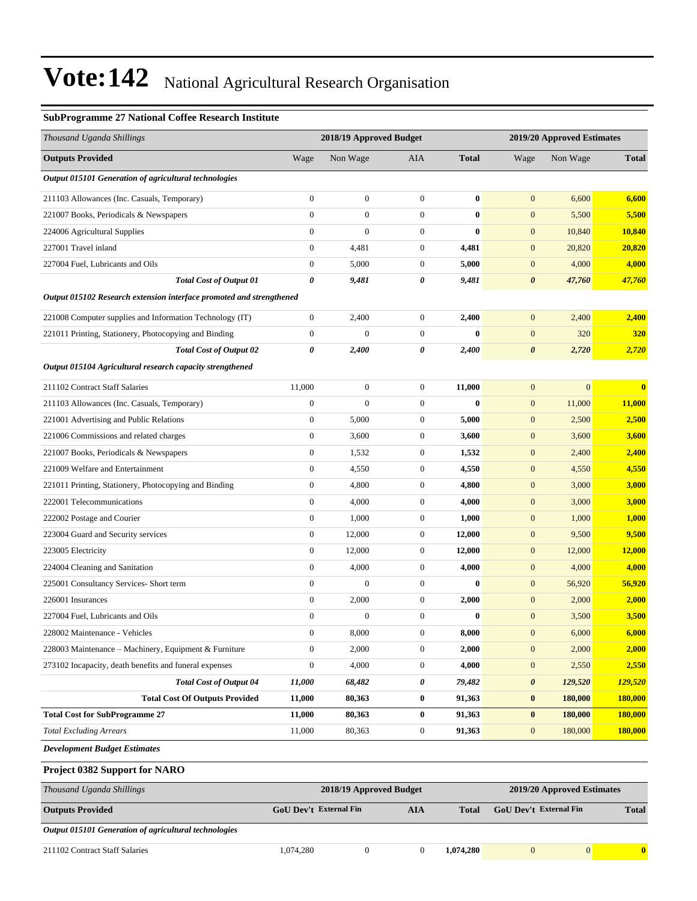# Vote:142 National Agricultural Research Organisation

**SubProgramme 27 National Coffee Research Institute**

| *Thousand Uganda Shillings* | 2018/19 Approved Budget | | | | 2019/20 Approved Estimates | | |
|---|---|---|---|---|---|---|---|
| **Outputs Provided** | Wage | Non Wage | AIA | **Total** | Wage | Non Wage | **Total** |
| ***Output 015101 Generation of agricultural technologies*** | | | | | | | |
| 211103 Allowances (Inc. Casuals, Temporary) | 0 | 0 | 0 | **0** | 0 | 6,600 | **6,600** |
| 221007 Books, Periodicals & Newspapers | 0 | 0 | 0 | **0** | 0 | 5,500 | **5,500** |
| 224006 Agricultural Supplies | 0 | 0 | 0 | **0** | 0 | 10,840 | **10,840** |
| 227001 Travel inland | 0 | 4,481 | 0 | **4,481** | 0 | 20,820 | **20,820** |
| 227004 Fuel, Lubricants and Oils | 0 | 5,000 | 0 | **5,000** | 0 | 4,000 | **4,000** |
| ***Total Cost of Output 01*** | ***0*** | ***9,481*** | ***0*** | ***9,481*** | ***0*** | ***47,760*** | ***47,760*** |
| ***Output 015102 Research extension interface promoted and strengthened*** | | | | | | | |
| 221008 Computer supplies and Information Technology (IT) | 0 | 2,400 | 0 | **2,400** | 0 | 2,400 | **2,400** |
| 221011 Printing, Stationery, Photocopying and Binding | 0 | 0 | 0 | **0** | 0 | 320 | **320** |
| ***Total Cost of Output 02*** | ***0*** | ***2,400*** | ***0*** | ***2,400*** | ***0*** | ***2,720*** | ***2,720*** |
| ***Output 015104 Agricultural research capacity strengthened*** | | | | | | | |
| 211102 Contract Staff Salaries | 11,000 | 0 | 0 | **11,000** | 0 | 0 | **0** |
| 211103 Allowances (Inc. Casuals, Temporary) | 0 | 0 | 0 | **0** | 0 | 11,000 | **11,000** |
| 221001 Advertising and Public Relations | 0 | 5,000 | 0 | **5,000** | 0 | 2,500 | **2,500** |
| 221006 Commissions and related charges | 0 | 3,600 | 0 | **3,600** | 0 | 3,600 | **3,600** |
| 221007 Books, Periodicals & Newspapers | 0 | 1,532 | 0 | **1,532** | 0 | 2,400 | **2,400** |
| 221009 Welfare and Entertainment | 0 | 4,550 | 0 | **4,550** | 0 | 4,550 | **4,550** |
| 221011 Printing, Stationery, Photocopying and Binding | 0 | 4,800 | 0 | **4,800** | 0 | 3,000 | **3,000** |
| 222001 Telecommunications | 0 | 4,000 | 0 | **4,000** | 0 | 3,000 | **3,000** |
| 222002 Postage and Courier | 0 | 1,000 | 0 | **1,000** | 0 | 1,000 | **1,000** |
| 223004 Guard and Security services | 0 | 12,000 | 0 | **12,000** | 0 | 9,500 | **9,500** |
| 223005 Electricity | 0 | 12,000 | 0 | **12,000** | 0 | 12,000 | **12,000** |
| 224004 Cleaning and Sanitation | 0 | 4,000 | 0 | **4,000** | 0 | 4,000 | **4,000** |
| 225001 Consultancy Services- Short term | 0 | 0 | 0 | **0** | 0 | 56,920 | **56,920** |
| 226001 Insurances | 0 | 2,000 | 0 | **2,000** | 0 | 2,000 | **2,000** |
| 227004 Fuel, Lubricants and Oils | 0 | 0 | 0 | **0** | 0 | 3,500 | **3,500** |
| 228002 Maintenance - Vehicles | 0 | 8,000 | 0 | **8,000** | 0 | 6,000 | **6,000** |
| 228003 Maintenance – Machinery, Equipment & Furniture | 0 | 2,000 | 0 | **2,000** | 0 | 2,000 | **2,000** |
| 273102 Incapacity, death benefits and funeral expenses | 0 | 4,000 | 0 | **4,000** | 0 | 2,550 | **2,550** |
| ***Total Cost of Output 04*** | ***11,000*** | ***68,482*** | ***0*** | ***79,482*** | ***0*** | ***129,520*** | ***129,520*** |
| **Total Cost Of Outputs Provided** | **11,000** | **80,363** | **0** | **91,363** | **0** | **180,000** | **180,000** |
| **Total Cost for SubProgramme 27** | **11,000** | **80,363** | **0** | **91,363** | **0** | **180,000** | **180,000** |
| *Total Excluding Arrears* | 11,000 | 80,363 | 0 | **91,363** | 0 | 180,000 | **180,000** |

***Development Budget Estimates***

**Project 0382 Support for NARO**

| *Thousand Uganda Shillings* | 2018/19 Approved Budget | | | | 2019/20 Approved Estimates | | |
|---|---|---|---|---|---|---|---|
| **Outputs Provided** | **GoU Dev't** | **External Fin** | **AIA** | **Total** | **GoU Dev't** | **External Fin** | **Total** |
| ***Output 015101 Generation of agricultural technologies*** | | | | | | | |
| 211102 Contract Staff Salaries | 1,074,280 | 0 | 0 | **1,074,280** | 0 | 0 | **0** |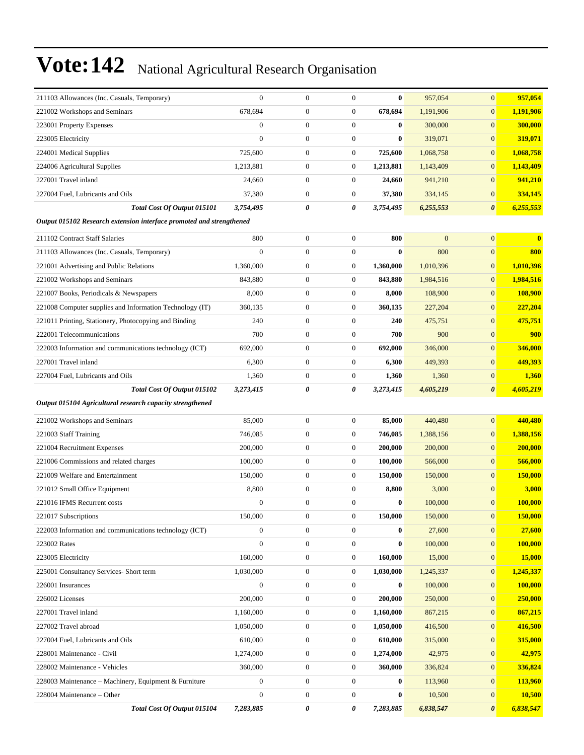# Vote:142 National Agricultural Research Organisation

| | | | | | | | |
|---|---|---|---|---|---|---|---|
| 211103 Allowances (Inc. Casuals, Temporary) | 0 | 0 | 0 | **0** | 957,054 | 0 | **957,054** |
| 221002 Workshops and Seminars | 678,694 | 0 | 0 | **678,694** | 1,191,906 | 0 | **1,191,906** |
| 223001 Property Expenses | 0 | 0 | 0 | **0** | 300,000 | 0 | **300,000** |
| 223005 Electricity | 0 | 0 | 0 | **0** | 319,071 | 0 | **319,071** |
| 224001 Medical Supplies | 725,600 | 0 | 0 | **725,600** | 1,068,758 | 0 | **1,068,758** |
| 224006 Agricultural Supplies | 1,213,881 | 0 | 0 | **1,213,881** | 1,143,409 | 0 | **1,143,409** |
| 227001 Travel inland | 24,660 | 0 | 0 | **24,660** | 941,210 | 0 | **941,210** |
| 227004 Fuel, Lubricants and Oils | 37,380 | 0 | 0 | **37,380** | 334,145 | 0 | **334,145** |
| ***Total Cost Of Output 015101*** | ***3,754,495*** | ***0*** | ***0*** | ***3,754,495*** | ***6,255,553*** | ***0*** | ***6,255,553*** |
| ***Output 015102 Research extension interface promoted and strengthened*** | | | | | | | |
| 211102 Contract Staff Salaries | 800 | 0 | 0 | **800** | 0 | 0 | **0** |
| 211103 Allowances (Inc. Casuals, Temporary) | 0 | 0 | 0 | **0** | 800 | 0 | **800** |
| 221001 Advertising and Public Relations | 1,360,000 | 0 | 0 | **1,360,000** | 1,010,396 | 0 | **1,010,396** |
| 221002 Workshops and Seminars | 843,880 | 0 | 0 | **843,880** | 1,984,516 | 0 | **1,984,516** |
| 221007 Books, Periodicals & Newspapers | 8,000 | 0 | 0 | **8,000** | 108,900 | 0 | **108,900** |
| 221008 Computer supplies and Information Technology (IT) | 360,135 | 0 | 0 | **360,135** | 227,204 | 0 | **227,204** |
| 221011 Printing, Stationery, Photocopying and Binding | 240 | 0 | 0 | **240** | 475,751 | 0 | **475,751** |
| 222001 Telecommunications | 700 | 0 | 0 | **700** | 900 | 0 | **900** |
| 222003 Information and communications technology (ICT) | 692,000 | 0 | 0 | **692,000** | 346,000 | 0 | **346,000** |
| 227001 Travel inland | 6,300 | 0 | 0 | **6,300** | 449,393 | 0 | **449,393** |
| 227004 Fuel, Lubricants and Oils | 1,360 | 0 | 0 | **1,360** | 1,360 | 0 | **1,360** |
| ***Total Cost Of Output 015102*** | ***3,273,415*** | ***0*** | ***0*** | ***3,273,415*** | ***4,605,219*** | ***0*** | ***4,605,219*** |
| ***Output 015104 Agricultural research capacity strengthened*** | | | | | | | |
| 221002 Workshops and Seminars | 85,000 | 0 | 0 | **85,000** | 440,480 | 0 | **440,480** |
| 221003 Staff Training | 746,085 | 0 | 0 | **746,085** | 1,388,156 | 0 | **1,388,156** |
| 221004 Recruitment Expenses | 200,000 | 0 | 0 | **200,000** | 200,000 | 0 | **200,000** |
| 221006 Commissions and related charges | 100,000 | 0 | 0 | **100,000** | 566,000 | 0 | **566,000** |
| 221009 Welfare and Entertainment | 150,000 | 0 | 0 | **150,000** | 150,000 | 0 | **150,000** |
| 221012 Small Office Equipment | 8,800 | 0 | 0 | **8,800** | 3,000 | 0 | **3,000** |
| 221016 IFMS Recurrent costs | 0 | 0 | 0 | **0** | 100,000 | 0 | **100,000** |
| 221017 Subscriptions | 150,000 | 0 | 0 | **150,000** | 150,000 | 0 | **150,000** |
| 222003 Information and communications technology (ICT) | 0 | 0 | 0 | **0** | 27,600 | 0 | **27,600** |
| 223002 Rates | 0 | 0 | 0 | **0** | 100,000 | 0 | **100,000** |
| 223005 Electricity | 160,000 | 0 | 0 | **160,000** | 15,000 | 0 | **15,000** |
| 225001 Consultancy Services- Short term | 1,030,000 | 0 | 0 | **1,030,000** | 1,245,337 | 0 | **1,245,337** |
| 226001 Insurances | 0 | 0 | 0 | **0** | 100,000 | 0 | **100,000** |
| 226002 Licenses | 200,000 | 0 | 0 | **200,000** | 250,000 | 0 | **250,000** |
| 227001 Travel inland | 1,160,000 | 0 | 0 | **1,160,000** | 867,215 | 0 | **867,215** |
| 227002 Travel abroad | 1,050,000 | 0 | 0 | **1,050,000** | 416,500 | 0 | **416,500** |
| 227004 Fuel, Lubricants and Oils | 610,000 | 0 | 0 | **610,000** | 315,000 | 0 | **315,000** |
| 228001 Maintenance - Civil | 1,274,000 | 0 | 0 | **1,274,000** | 42,975 | 0 | **42,975** |
| 228002 Maintenance - Vehicles | 360,000 | 0 | 0 | **360,000** | 336,824 | 0 | **336,824** |
| 228003 Maintenance – Machinery, Equipment & Furniture | 0 | 0 | 0 | **0** | 113,960 | 0 | **113,960** |
| 228004 Maintenance – Other | 0 | 0 | 0 | **0** | 10,500 | 0 | **10,500** |
| ***Total Cost Of Output 015104*** | ***7,283,885*** | ***0*** | ***0*** | ***7,283,885*** | ***6,838,547*** | ***0*** | ***6,838,547*** |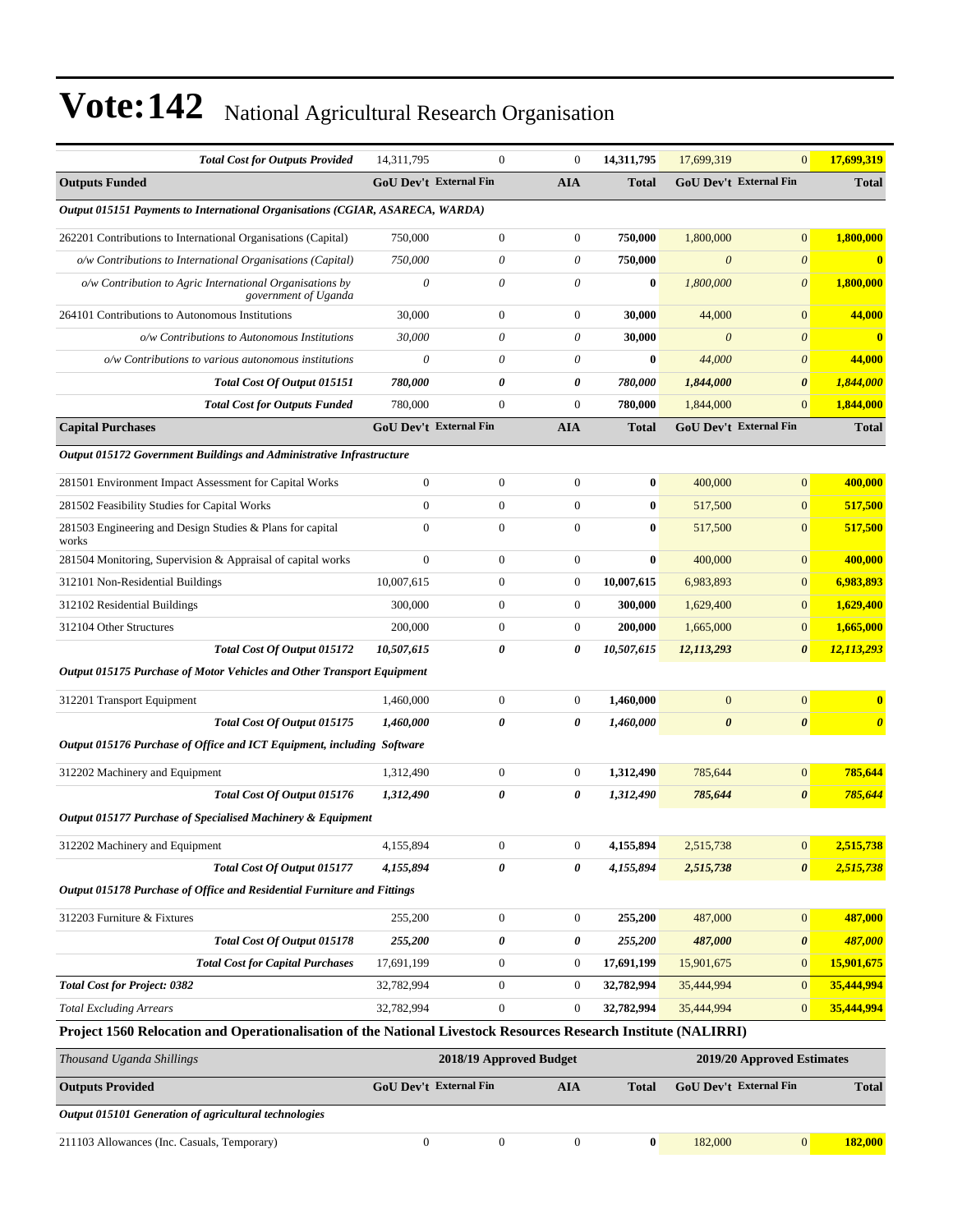# Vote:142 National Agricultural Research Organisation

| | | | | | | | |
|---|---|---|---|---|---|---|---|
| ***Total Cost for Outputs Provided*** | 14,311,795 | 0 | 0 | **14,311,795** | 17,699,319 | 0 | **17,699,319** |
| **Outputs Funded** | **GoU Dev't** | **External Fin** | **AIA** | **Total** | **GoU Dev't** | **External Fin** | **Total** |
| ***Output 015151 Payments to International Organisations (CGIAR, ASARECA, WARDA)*** | | | | | | | |
| 262201 Contributions to International Organisations (Capital) | 750,000 | 0 | 0 | **750,000** | 1,800,000 | 0 | **1,800,000** |
| *o/w Contributions to International Organisations (Capital)* | *750,000* | *0* | *0* | **750,000** | *0* | *0* | **0** |
| *o/w Contribution to Agric International Organisations by government of Uganda* | *0* | *0* | *0* | **0** | *1,800,000* | *0* | **1,800,000** |
| 264101 Contributions to Autonomous Institutions | 30,000 | 0 | 0 | **30,000** | 44,000 | 0 | **44,000** |
| *o/w Contributions to Autonomous Institutions* | *30,000* | *0* | *0* | **30,000** | *0* | *0* | **0** |
| *o/w Contributions to various autonomous institutions* | *0* | *0* | *0* | **0** | *44,000* | *0* | **44,000** |
| ***Total Cost Of Output 015151*** | ***780,000*** | ***0*** | ***0*** | ***780,000*** | ***1,844,000*** | ***0*** | ***1,844,000*** |
| ***Total Cost for Outputs Funded*** | 780,000 | 0 | 0 | **780,000** | 1,844,000 | 0 | **1,844,000** |
| **Capital Purchases** | **GoU Dev't** | **External Fin** | **AIA** | **Total** | **GoU Dev't** | **External Fin** | **Total** |
| ***Output 015172 Government Buildings and Administrative Infrastructure*** | | | | | | | |
| 281501 Environment Impact Assessment for Capital Works | 0 | 0 | 0 | **0** | 400,000 | 0 | **400,000** |
| 281502 Feasibility Studies for Capital Works | 0 | 0 | 0 | **0** | 517,500 | 0 | **517,500** |
| 281503 Engineering and Design Studies & Plans for capital works | 0 | 0 | 0 | **0** | 517,500 | 0 | **517,500** |
| 281504 Monitoring, Supervision & Appraisal of capital works | 0 | 0 | 0 | **0** | 400,000 | 0 | **400,000** |
| 312101 Non-Residential Buildings | 10,007,615 | 0 | 0 | **10,007,615** | 6,983,893 | 0 | **6,983,893** |
| 312102 Residential Buildings | 300,000 | 0 | 0 | **300,000** | 1,629,400 | 0 | **1,629,400** |
| 312104 Other Structures | 200,000 | 0 | 0 | **200,000** | 1,665,000 | 0 | **1,665,000** |
| ***Total Cost Of Output 015172*** | ***10,507,615*** | ***0*** | ***0*** | ***10,507,615*** | ***12,113,293*** | ***0*** | ***12,113,293*** |
| ***Output 015175 Purchase of Motor Vehicles and Other Transport Equipment*** | | | | | | | |
| 312201 Transport Equipment | 1,460,000 | 0 | 0 | **1,460,000** | 0 | 0 | **0** |
| ***Total Cost Of Output 015175*** | ***1,460,000*** | ***0*** | ***0*** | ***1,460,000*** | ***0*** | ***0*** | ***0*** |
| ***Output 015176 Purchase of Office and ICT Equipment, including Software*** | | | | | | | |
| 312202 Machinery and Equipment | 1,312,490 | 0 | 0 | **1,312,490** | 785,644 | 0 | **785,644** |
| ***Total Cost Of Output 015176*** | ***1,312,490*** | ***0*** | ***0*** | ***1,312,490*** | ***785,644*** | ***0*** | ***785,644*** |
| ***Output 015177 Purchase of Specialised Machinery & Equipment*** | | | | | | | |
| 312202 Machinery and Equipment | 4,155,894 | 0 | 0 | **4,155,894** | 2,515,738 | 0 | **2,515,738** |
| ***Total Cost Of Output 015177*** | ***4,155,894*** | ***0*** | ***0*** | ***4,155,894*** | ***2,515,738*** | ***0*** | ***2,515,738*** |
| ***Output 015178 Purchase of Office and Residential Furniture and Fittings*** | | | | | | | |
| 312203 Furniture & Fixtures | 255,200 | 0 | 0 | **255,200** | 487,000 | 0 | **487,000** |
| ***Total Cost Of Output 015178*** | ***255,200*** | ***0*** | ***0*** | ***255,200*** | ***487,000*** | ***0*** | ***487,000*** |
| ***Total Cost for Capital Purchases*** | 17,691,199 | 0 | 0 | **17,691,199** | 15,901,675 | 0 | **15,901,675** |
| ***Total Cost for Project: 0382*** | 32,782,994 | 0 | 0 | **32,782,994** | 35,444,994 | 0 | **35,444,994** |
| *Total Excluding Arrears* | 32,782,994 | 0 | 0 | **32,782,994** | 35,444,994 | 0 | **35,444,994** |

**Project 1560 Relocation and Operationalisation of the National Livestock Resources Research Institute (NALIRRI)**

| *Thousand Uganda Shillings* | 2018/19 Approved Budget | | | | 2019/20 Approved Estimates | | |
|---|---|---|---|---|---|---|---|
| **Outputs Provided** | **GoU Dev't** | **External Fin** | **AIA** | **Total** | **GoU Dev't** | **External Fin** | **Total** |
| ***Output 015101 Generation of agricultural technologies*** | | | | | | | |
| 211103 Allowances (Inc. Casuals, Temporary) | 0 | 0 | 0 | **0** | 182,000 | 0 | **182,000** |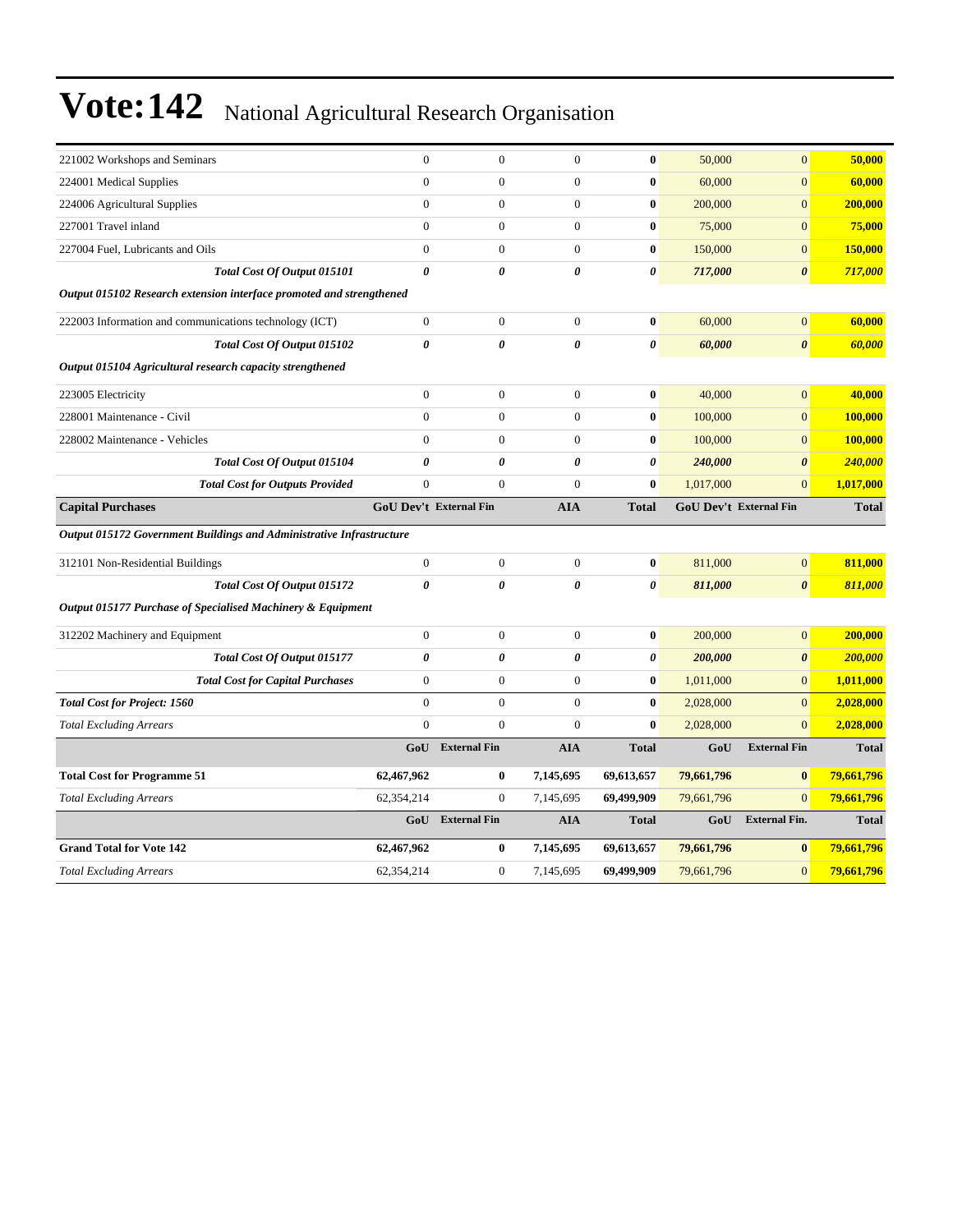# Vote:142 National Agricultural Research Organisation

| | | | | | | | |
|---|---|---|---|---|---|---|---|
| 221002 Workshops and Seminars | 0 | 0 | 0 | **0** | 50,000 | 0 | **50,000** |
| 224001 Medical Supplies | 0 | 0 | 0 | **0** | 60,000 | 0 | **60,000** |
| 224006 Agricultural Supplies | 0 | 0 | 0 | **0** | 200,000 | 0 | **200,000** |
| 227001 Travel inland | 0 | 0 | 0 | **0** | 75,000 | 0 | **75,000** |
| 227004 Fuel, Lubricants and Oils | 0 | 0 | 0 | **0** | 150,000 | 0 | **150,000** |
| ***Total Cost Of Output 015101*** | ***0*** | ***0*** | ***0*** | ***0*** | ***717,000*** | ***0*** | ***717,000*** |
| ***Output 015102 Research extension interface promoted and strengthened*** | | | | | | | |
| 222003 Information and communications technology (ICT) | 0 | 0 | 0 | **0** | 60,000 | 0 | **60,000** |
| ***Total Cost Of Output 015102*** | ***0*** | ***0*** | ***0*** | ***0*** | ***60,000*** | ***0*** | ***60,000*** |
| ***Output 015104 Agricultural research capacity strengthened*** | | | | | | | |
| 223005 Electricity | 0 | 0 | 0 | **0** | 40,000 | 0 | **40,000** |
| 228001 Maintenance - Civil | 0 | 0 | 0 | **0** | 100,000 | 0 | **100,000** |
| 228002 Maintenance - Vehicles | 0 | 0 | 0 | **0** | 100,000 | 0 | **100,000** |
| ***Total Cost Of Output 015104*** | ***0*** | ***0*** | ***0*** | ***0*** | ***240,000*** | ***0*** | ***240,000*** |
| ***Total Cost for Outputs Provided*** | 0 | 0 | 0 | **0** | 1,017,000 | 0 | **1,017,000** |
| **Capital Purchases** | **GoU Dev't** | **External Fin** | **AIA** | **Total** | **GoU Dev't** | **External Fin** | **Total** |
| ***Output 015172 Government Buildings and Administrative Infrastructure*** | | | | | | | |
| 312101 Non-Residential Buildings | 0 | 0 | 0 | **0** | 811,000 | 0 | **811,000** |
| ***Total Cost Of Output 015172*** | ***0*** | ***0*** | ***0*** | ***0*** | ***811,000*** | ***0*** | ***811,000*** |
| ***Output 015177 Purchase of Specialised Machinery & Equipment*** | | | | | | | |
| 312202 Machinery and Equipment | 0 | 0 | 0 | **0** | 200,000 | 0 | **200,000** |
| ***Total Cost Of Output 015177*** | ***0*** | ***0*** | ***0*** | ***0*** | ***200,000*** | ***0*** | ***200,000*** |
| ***Total Cost for Capital Purchases*** | 0 | 0 | 0 | **0** | 1,011,000 | 0 | **1,011,000** |
| ***Total Cost for Project: 1560*** | 0 | 0 | 0 | **0** | 2,028,000 | 0 | **2,028,000** |
| *Total Excluding Arrears* | 0 | 0 | 0 | **0** | 2,028,000 | 0 | **2,028,000** |
| | **GoU** | **External Fin** | **AIA** | **Total** | **GoU** | **External Fin** | **Total** |
| **Total Cost for Programme 51** | **62,467,962** | **0** | **7,145,695** | **69,613,657** | **79,661,796** | **0** | **79,661,796** |
| *Total Excluding Arrears* | 62,354,214 | 0 | 7,145,695 | **69,499,909** | 79,661,796 | 0 | **79,661,796** |
| | **GoU** | **External Fin** | **AIA** | **Total** | **GoU** | **External Fin.** | **Total** |
| **Grand Total for Vote 142** | **62,467,962** | **0** | **7,145,695** | **69,613,657** | **79,661,796** | **0** | **79,661,796** |
| *Total Excluding Arrears* | 62,354,214 | 0 | 7,145,695 | **69,499,909** | 79,661,796 | 0 | **79,661,796** |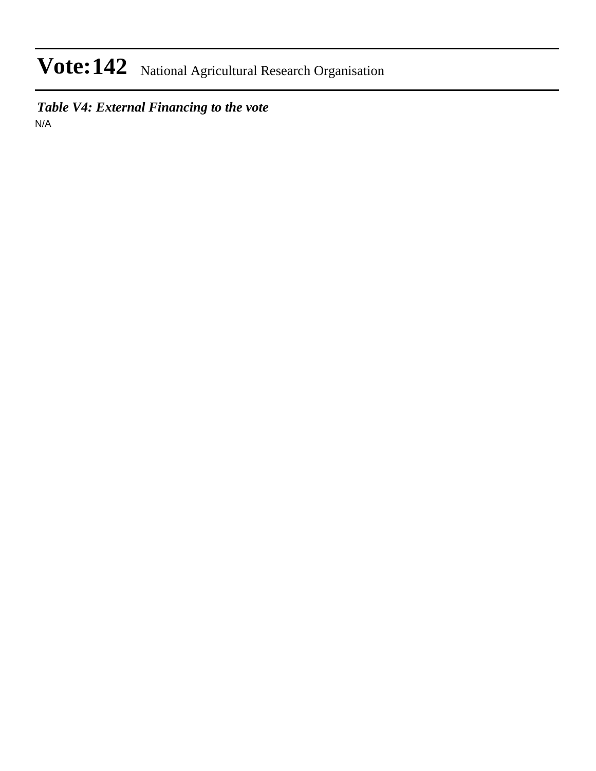# Vote:142 National Agricultural Research Organisation

***Table V4: External Financing to the vote***

N/A